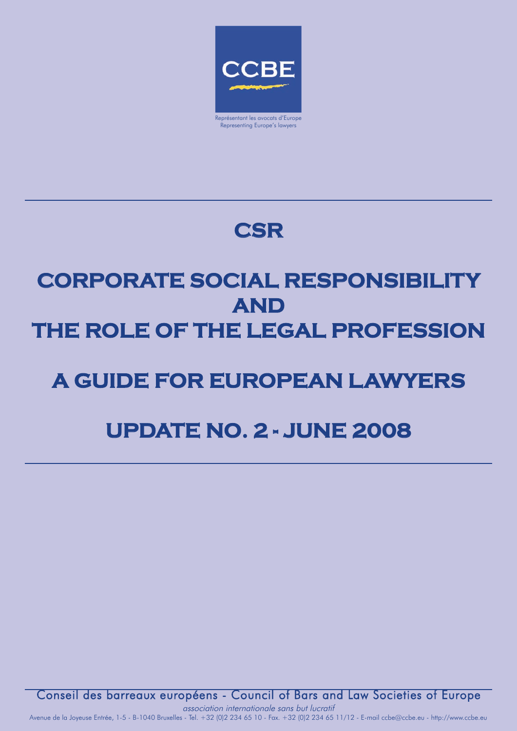CCBE

Représentant les avocats d'Europe
Representing Europe's lawyers

# CSR

# CORPORATE SOCIAL RESPONSIBILITY AND THE ROLE OF THE LEGAL PROFESSION

# A GUIDE FOR EUROPEAN LAWYERS

# UPDATE NO. 2 - JUNE 2008

Conseil des barreaux européens - Council of Bars and Law Societies of Europe

*association internationale sans but lucratif*

Avenue de la Joyeuse Entrée, 1-5 - B-1040 Bruxelles - Tel. +32 (0)2 234 65 10 - Fax. +32 (0)2 234 65 11/12 - E-mail ccbe@ccbe.eu - http://www.ccbe.eu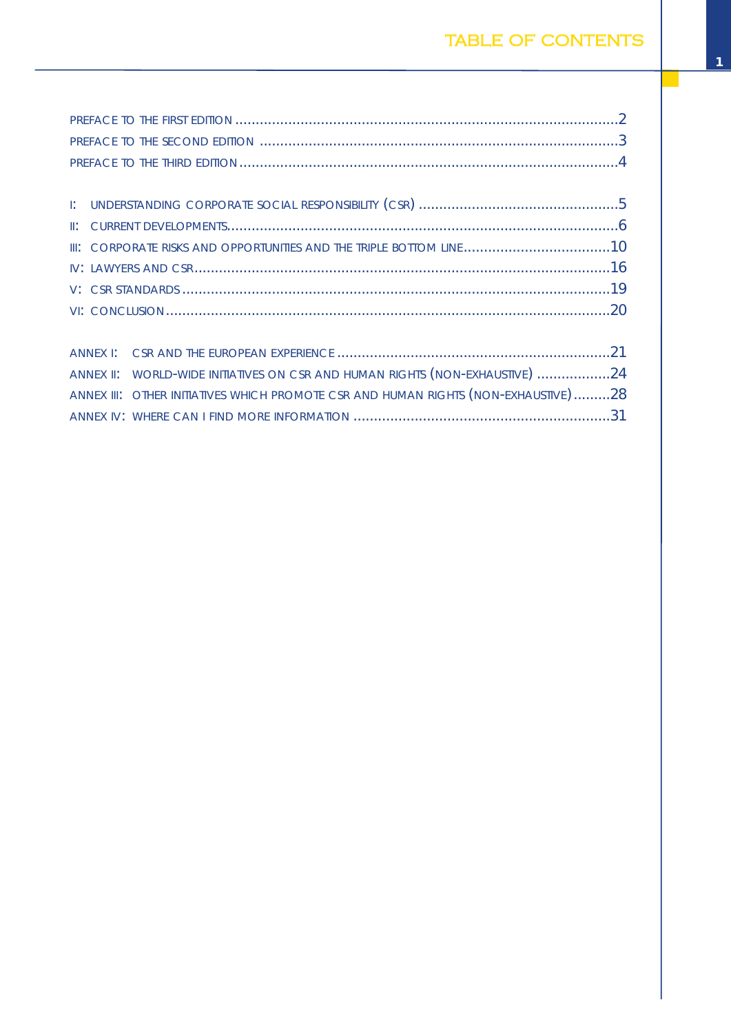# TABLE OF CONTENTS

PREFACE TO THE FIRST EDITION ....................................................................................................2

PREFACE TO THE SECOND EDITION ..........................................................................................3

PREFACE TO THE THIRD EDITION ...............................................................................................4

I: UNDERSTANDING CORPORATE SOCIAL RESPONSIBILITY (CSR) ...................................................5

II: CURRENT DEVELOPMENTS..........................................................................................................6

III: CORPORATE RISKS AND OPPORTUNITIES AND THE TRIPLE BOTTOM LINE....................................10

IV: LAWYERS AND CSR.....................................................................................................................16

V: CSR STANDARDS .........................................................................................................................19

VI: CONCLUSION..............................................................................................................................20

ANNEX I: CSR AND THE EUROPEAN EXPERIENCE ..................................................................21

ANNEX II: WORLD-WIDE INITIATIVES ON CSR AND HUMAN RIGHTS (NON-EXHAUSTIVE) ..................24

ANNEX III: OTHER INITIATIVES WHICH PROMOTE CSR AND HUMAN RIGHTS (NON-EXHAUSTIVE).........28

ANNEX IV: WHERE CAN I FIND MORE INFORMATION ..............................................................31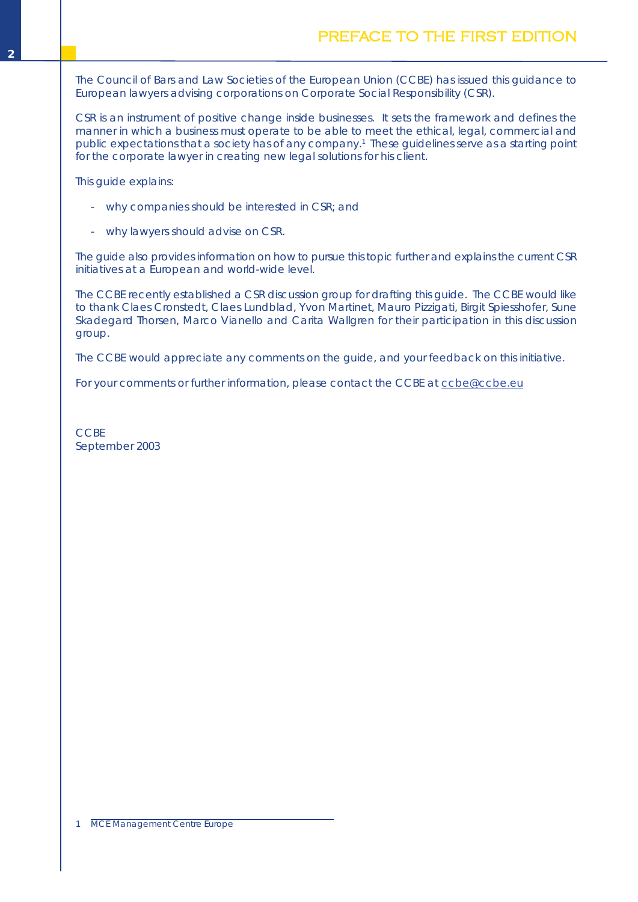# PREFACE TO THE FIRST EDITION

The Council of Bars and Law Societies of the European Union (CCBE) has issued this guidance to European lawyers advising corporations on Corporate Social Responsibility (CSR).

CSR is an instrument of positive change inside businesses. It sets the framework and defines the manner in which a business must operate to be able to meet the ethical, legal, commercial and public expectations that a society has of any company.[1] These guidelines serve as a starting point for the corporate lawyer in creating new legal solutions for his client.

This guide explains:

- why companies should be interested in CSR; and
- why lawyers should advise on CSR.

The guide also provides information on how to pursue this topic further and explains the current CSR initiatives at a European and world-wide level.

The CCBE recently established a CSR discussion group for drafting this guide. The CCBE would like to thank Claes Cronstedt, Claes Lundblad, Yvon Martinet, Mauro Pizzigati, Birgit Spiesshofer, Sune Skadegard Thorsen, Marco Vianello and Carita Wallgren for their participation in this discussion group.

The CCBE would appreciate any comments on the guide, and your feedback on this initiative.

For your comments or further information, please contact the CCBE at ccbe@ccbe.eu

CCBE
September 2003

1 MCE Management Centre Europe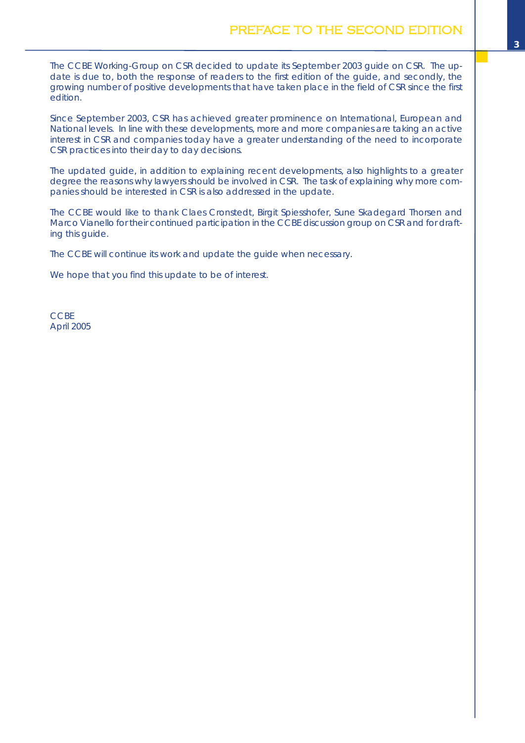# PREFACE TO THE SECOND EDITION

The CCBE Working-Group on CSR decided to update its September 2003 guide on CSR. The update is due to, both the response of readers to the first edition of the guide, and secondly, the growing number of positive developments that have taken place in the field of CSR since the first edition.

Since September 2003, CSR has achieved greater prominence on International, European and National levels. In line with these developments, more and more companies are taking an active interest in CSR and companies today have a greater understanding of the need to incorporate CSR practices into their day to day decisions.

The updated guide, in addition to explaining recent developments, also highlights to a greater degree the reasons why lawyers should be involved in CSR. The task of explaining why more companies should be interested in CSR is also addressed in the update.

The CCBE would like to thank Claes Cronstedt, Birgit Spiesshofer, Sune Skadegard Thorsen and Marco Vianello for their continued participation in the CCBE discussion group on CSR and for drafting this guide.

The CCBE will continue its work and update the guide when necessary.

We hope that you find this update to be of interest.

CCBE
April 2005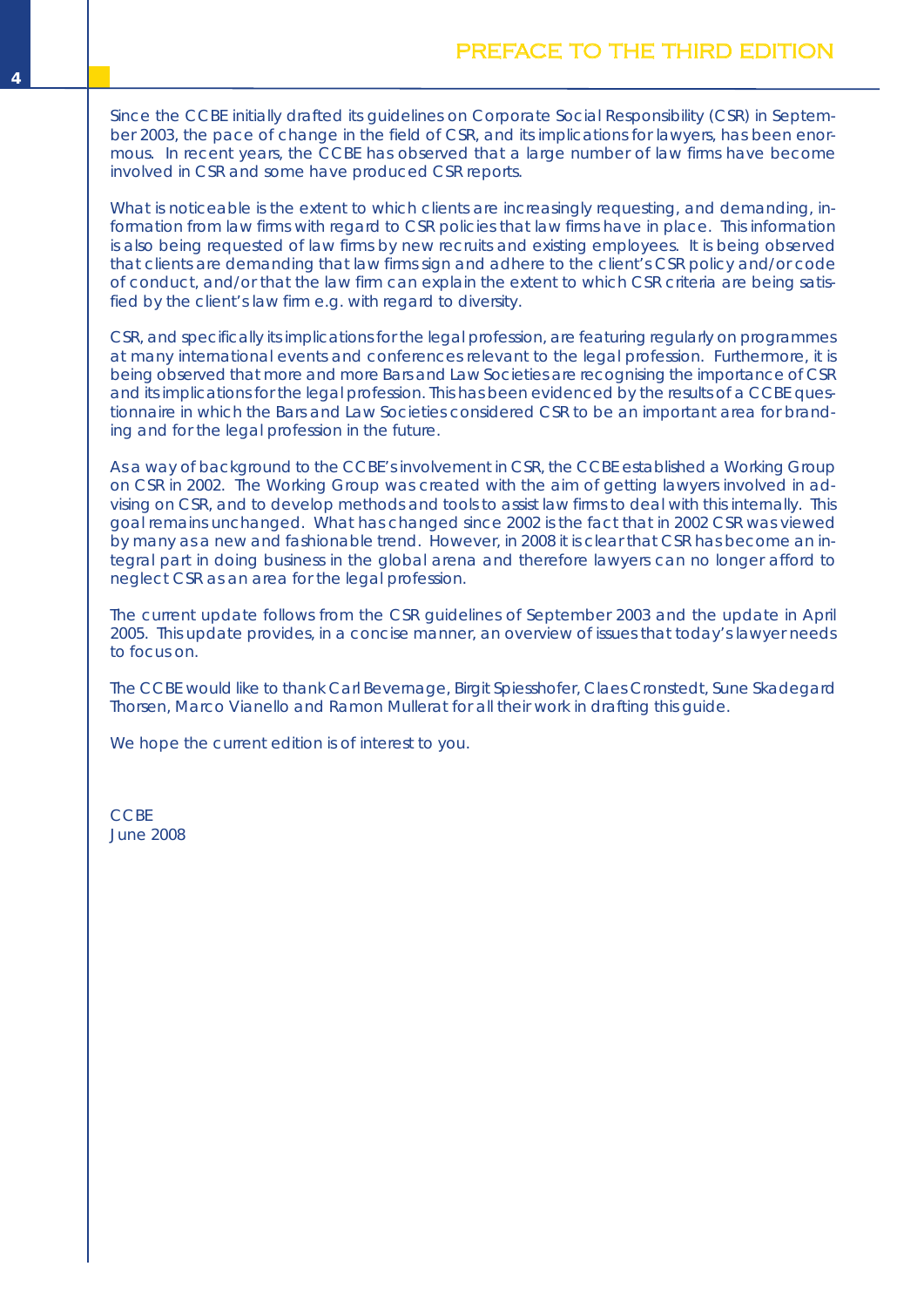# PREFACE TO THE THIRD EDITION

Since the CCBE initially drafted its guidelines on Corporate Social Responsibility (CSR) in September 2003, the pace of change in the field of CSR, and its implications for lawyers, has been enormous. In recent years, the CCBE has observed that a large number of law firms have become involved in CSR and some have produced CSR reports.

What is noticeable is the extent to which clients are increasingly requesting, and demanding, information from law firms with regard to CSR policies that law firms have in place. This information is also being requested of law firms by new recruits and existing employees. It is being observed that clients are demanding that law firms sign and adhere to the client's CSR policy and/or code of conduct, and/or that the law firm can explain the extent to which CSR criteria are being satisfied by the client's law firm e.g. with regard to diversity.

CSR, and specifically its implications for the legal profession, are featuring regularly on programmes at many international events and conferences relevant to the legal profession. Furthermore, it is being observed that more and more Bars and Law Societies are recognising the importance of CSR and its implications for the legal profession. This has been evidenced by the results of a CCBE questionnaire in which the Bars and Law Societies considered CSR to be an important area for branding and for the legal profession in the future.

As a way of background to the CCBE's involvement in CSR, the CCBE established a Working Group on CSR in 2002. The Working Group was created with the aim of getting lawyers involved in advising on CSR, and to develop methods and tools to assist law firms to deal with this internally. This goal remains unchanged. What has changed since 2002 is the fact that in 2002 CSR was viewed by many as a new and fashionable trend. However, in 2008 it is clear that CSR has become an integral part in doing business in the global arena and therefore lawyers can no longer afford to neglect CSR as an area for the legal profession.

The current update follows from the CSR guidelines of September 2003 and the update in April 2005. This update provides, in a concise manner, an overview of issues that today's lawyer needs to focus on.

The CCBE would like to thank Carl Bevernage, Birgit Spiesshofer, Claes Cronstedt, Sune Skadegard Thorsen, Marco Vianello and Ramon Mullerat for all their work in drafting this guide.

We hope the current edition is of interest to you.

CCBE  
June 2008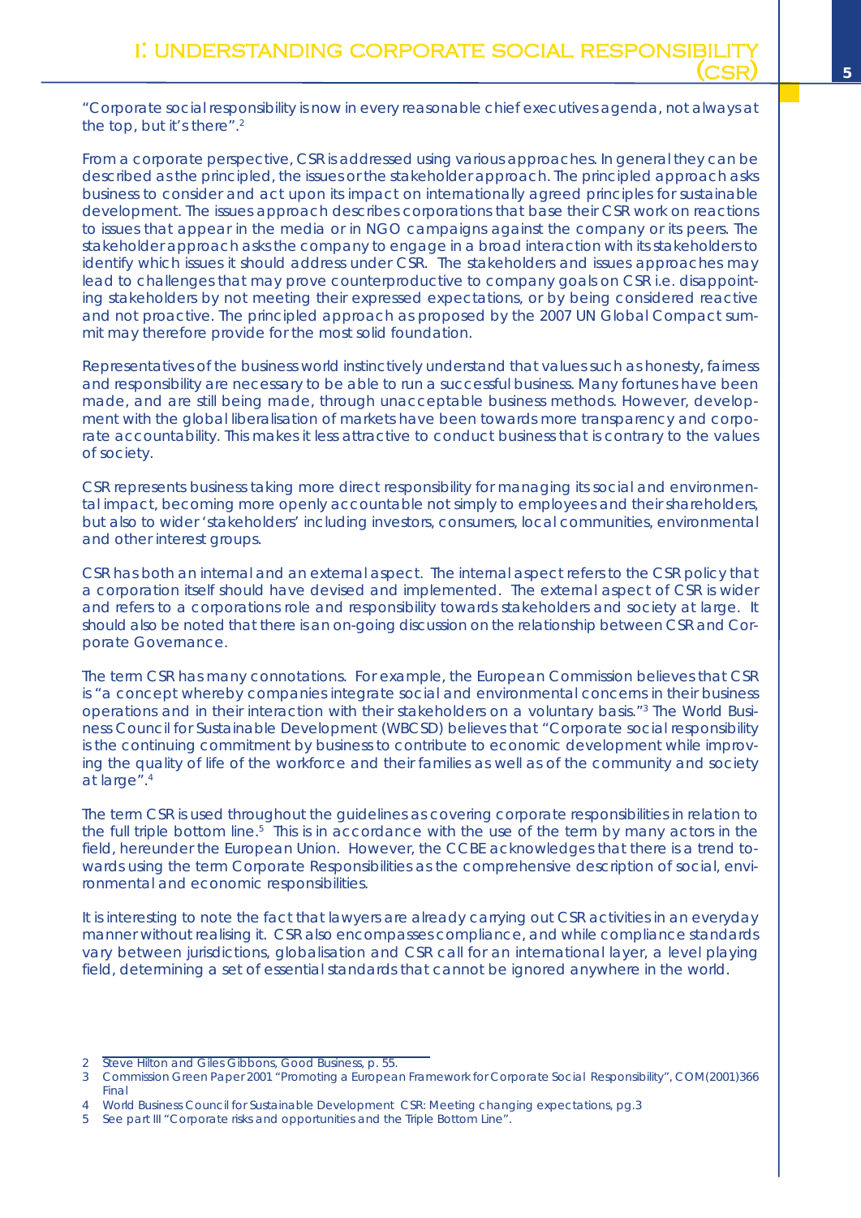# I: UNDERSTANDING CORPORATE SOCIAL RESPONSIBILITY (CSR)

"Corporate social responsibility is now in every reasonable chief executives agenda, not always at the top, but it's there".[2]

From a corporate perspective, CSR is addressed using various approaches. In general they can be described as the principled, the issues or the stakeholder approach. The principled approach asks business to consider and act upon its impact on internationally agreed principles for sustainable development. The issues approach describes corporations that base their CSR work on reactions to issues that appear in the media or in NGO campaigns against the company or its peers. The stakeholder approach asks the company to engage in a broad interaction with its stakeholders to identify which issues it should address under CSR. The stakeholders and issues approaches may lead to challenges that may prove counterproductive to company goals on CSR i.e. disappointing stakeholders by not meeting their expressed expectations, or by being considered reactive and not proactive. The principled approach as proposed by the 2007 UN Global Compact summit may therefore provide for the most solid foundation.

Representatives of the business world instinctively understand that values such as honesty, fairness and responsibility are necessary to be able to run a successful business. Many fortunes have been made, and are still being made, through unacceptable business methods. However, development with the global liberalisation of markets have been towards more transparency and corporate accountability. This makes it less attractive to conduct business that is contrary to the values of society.

CSR represents business taking more direct responsibility for managing its social and environmental impact, becoming more openly accountable not simply to employees and their shareholders, but also to wider 'stakeholders' including investors, consumers, local communities, environmental and other interest groups.

CSR has both an internal and an external aspect. The internal aspect refers to the CSR policy that a corporation itself should have devised and implemented. The external aspect of CSR is wider and refers to a corporations role and responsibility towards stakeholders and society at large. It should also be noted that there is an on-going discussion on the relationship between CSR and Corporate Governance.

The term CSR has many connotations. For example, the European Commission believes that CSR is "a concept whereby companies integrate social and environmental concerns in their business operations and in their interaction with their stakeholders on a voluntary basis."[3] The World Business Council for Sustainable Development (WBCSD) believes that "Corporate social responsibility is the continuing commitment by business to contribute to economic development while improving the quality of life of the workforce and their families as well as of the community and society at large".[4]

The term CSR is used throughout the guidelines as covering corporate responsibilities in relation to the full triple bottom line.[5] This is in accordance with the use of the term by many actors in the field, hereunder the European Union. However, the CCBE acknowledges that there is a trend towards using the term Corporate Responsibilities as the comprehensive description of social, environmental and economic responsibilities.

It is interesting to note the fact that lawyers are already carrying out CSR activities in an everyday manner without realising it. CSR also encompasses compliance, and while compliance standards vary between jurisdictions, globalisation and CSR call for an international layer, a level playing field, determining a set of essential standards that cannot be ignored anywhere in the world.

---

2 Steve Hilton and Giles Gibbons, Good Business, p. 55.

3 Commission Green Paper 2001 "Promoting a European Framework for Corporate Social Responsibility", COM(2001)366 Final

4 World Business Council for Sustainable Development CSR: Meeting changing expectations, pg.3

5 See part III "Corporate risks and opportunities and the Triple Bottom Line".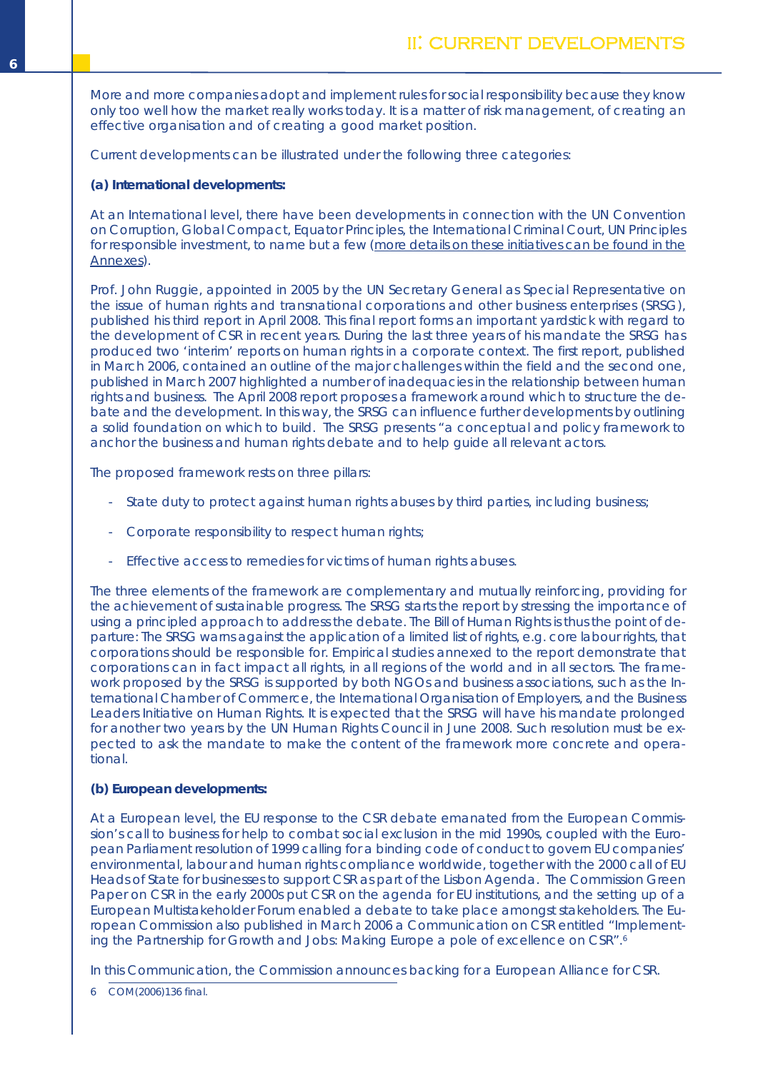## II: CURRENT DEVELOPMENTS

More and more companies adopt and implement rules for social responsibility because they know only too well how the market really works today. It is a matter of risk management, of creating an effective organisation and of creating a good market position.

Current developments can be illustrated under the following three categories:

**(a) International developments:**

At an International level, there have been developments in connection with the UN Convention on Corruption, Global Compact, Equator Principles, the International Criminal Court, UN Principles for responsible investment, to name but a few (more details on these initiatives can be found in the Annexes).

Prof. John Ruggie, appointed in 2005 by the UN Secretary General as Special Representative on the issue of human rights and transnational corporations and other business enterprises (SRSG), published his third report in April 2008. This final report forms an important yardstick with regard to the development of CSR in recent years. During the last three years of his mandate the SRSG has produced two 'interim' reports on human rights in a corporate context. The first report, published in March 2006, contained an outline of the major challenges within the field and the second one, published in March 2007 highlighted a number of inadequacies in the relationship between human rights and business. The April 2008 report proposes a framework around which to structure the debate and the development. In this way, the SRSG can influence further developments by outlining a solid foundation on which to build. The SRSG presents "a conceptual and policy framework to anchor the business and human rights debate and to help guide all relevant actors.

The proposed framework rests on three pillars:

- State duty to protect against human rights abuses by third parties, including business;
- Corporate responsibility to respect human rights;
- Effective access to remedies for victims of human rights abuses.

The three elements of the framework are complementary and mutually reinforcing, providing for the achievement of sustainable progress. The SRSG starts the report by stressing the importance of using a principled approach to address the debate. The Bill of Human Rights is thus the point of departure: The SRSG warns against the application of a limited list of rights, e.g. core labour rights, that corporations should be responsible for. Empirical studies annexed to the report demonstrate that corporations can in fact impact all rights, in all regions of the world and in all sectors. The framework proposed by the SRSG is supported by both NGOs and business associations, such as the International Chamber of Commerce, the International Organisation of Employers, and the Business Leaders Initiative on Human Rights. It is expected that the SRSG will have his mandate prolonged for another two years by the UN Human Rights Council in June 2008. Such resolution must be expected to ask the mandate to make the content of the framework more concrete and operational.

**(b) European developments:**

At a European level, the EU response to the CSR debate emanated from the European Commission's call to business for help to combat social exclusion in the mid 1990s, coupled with the European Parliament resolution of 1999 calling for a binding code of conduct to govern EU companies' environmental, labour and human rights compliance worldwide, together with the 2000 call of EU Heads of State for businesses to support CSR as part of the Lisbon Agenda. The Commission Green Paper on CSR in the early 2000s put CSR on the agenda for EU institutions, and the setting up of a European Multistakeholder Forum enabled a debate to take place amongst stakeholders. The European Commission also published in March 2006 a Communication on CSR entitled "Implementing the Partnership for Growth and Jobs: Making Europe a pole of excellence on CSR".[6]

In this Communication, the Commission announces backing for a European Alliance for CSR.

6 COM(2006)136 final.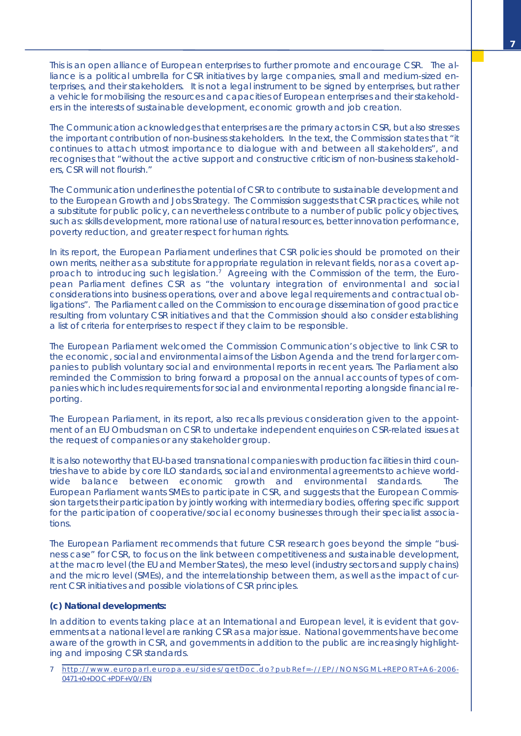This is an open alliance of European enterprises to further promote and encourage CSR. The alliance is a political umbrella for CSR initiatives by large companies, small and medium-sized enterprises, and their stakeholders. It is not a legal instrument to be signed by enterprises, but rather a vehicle for mobilising the resources and capacities of European enterprises and their stakeholders in the interests of sustainable development, economic growth and job creation.

The Communication acknowledges that enterprises are the primary actors in CSR, but also stresses the important contribution of non-business stakeholders. In the text, the Commission states that "it continues to attach utmost importance to dialogue with and between all stakeholders", and recognises that "without the active support and constructive criticism of non-business stakeholders, CSR will not flourish."

The Communication underlines the potential of CSR to contribute to sustainable development and to the European Growth and Jobs Strategy. The Commission suggests that CSR practices, while not a substitute for public policy, can nevertheless contribute to a number of public policy objectives, such as: skills development, more rational use of natural resources, better innovation performance, poverty reduction, and greater respect for human rights.

In its report, the European Parliament underlines that CSR policies should be promoted on their own merits, neither as a substitute for appropriate regulation in relevant fields, nor as a covert approach to introducing such legislation.[7] Agreeing with the Commission of the term, the European Parliament defines CSR as "the voluntary integration of environmental and social considerations into business operations, over and above legal requirements and contractual obligations". The Parliament called on the Commission to encourage dissemination of good practice resulting from voluntary CSR initiatives and that the Commission should also consider establishing a list of criteria for enterprises to respect if they claim to be responsible.

The European Parliament welcomed the Commission Communication's objective to link CSR to the economic, social and environmental aims of the Lisbon Agenda and the trend for larger companies to publish voluntary social and environmental reports in recent years. The Parliament also reminded the Commission to bring forward a proposal on the annual accounts of types of companies which includes requirements for social and environmental reporting alongside financial reporting.

The European Parliament, in its report, also recalls previous consideration given to the appointment of an EU Ombudsman on CSR to undertake independent enquiries on CSR-related issues at the request of companies or any stakeholder group.

It is also noteworthy that EU-based transnational companies with production facilities in third countries have to abide by core ILO standards, social and environmental agreements to achieve worldwide balance between economic growth and environmental standards. The European Parliament wants SMEs to participate in CSR, and suggests that the European Commission targets their participation by jointly working with intermediary bodies, offering specific support for the participation of cooperative/social economy businesses through their specialist associations.

The European Parliament recommends that future CSR research goes beyond the simple "business case" for CSR, to focus on the link between competitiveness and sustainable development, at the macro level (the EU and Member States), the meso level (industry sectors and supply chains) and the micro level (SMEs), and the interrelationship between them, as well as the impact of current CSR initiatives and possible violations of CSR principles.

**(c) National developments:**

In addition to events taking place at an International and European level, it is evident that governments at a national level are ranking CSR as a major issue. National governments have become aware of the growth in CSR, and governments in addition to the public are increasingly highlighting and imposing CSR standards.

7 http://www.europarl.europa.eu/sides/getDoc.do?pubRef=-//EP//NONSGML+REPORT+A6-2006-0471+0+DOC+PDF+V0//EN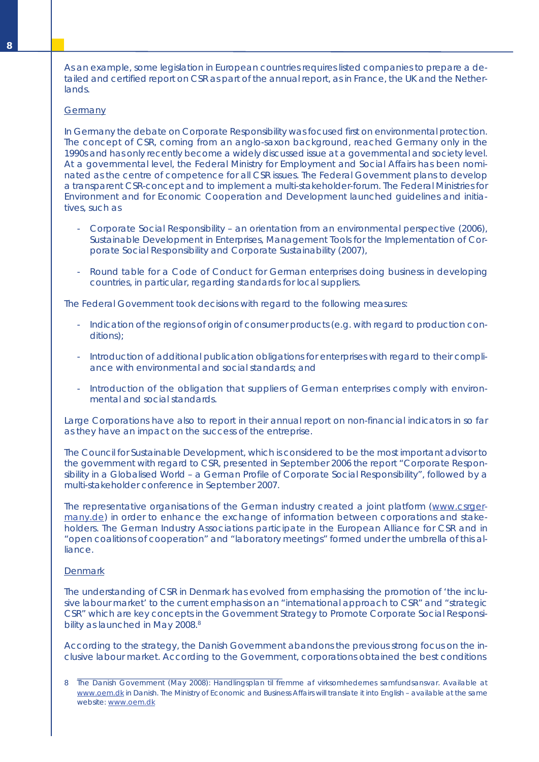As an example, some legislation in European countries requires listed companies to prepare a detailed and certified report on CSR as part of the annual report, as in France, the UK and the Netherlands.

Germany

In Germany the debate on Corporate Responsibility was focused first on environmental protection. The concept of CSR, coming from an anglo-saxon background, reached Germany only in the 1990s and has only recently become a widely discussed issue at a governmental and society level. At a governmental level, the Federal Ministry for Employment and Social Affairs has been nominated as the centre of competence for all CSR issues. The Federal Government plans to develop a transparent CSR-concept and to implement a multi-stakeholder-forum. The Federal Ministries for Environment and for Economic Cooperation and Development launched guidelines and initiatives, such as

- Corporate Social Responsibility – an orientation from an environmental perspective (2006), Sustainable Development in Enterprises, Management Tools for the Implementation of Corporate Social Responsibility and Corporate Sustainability (2007),

- Round table for a Code of Conduct for German enterprises doing business in developing countries, in particular, regarding standards for local suppliers.

The Federal Government took decisions with regard to the following measures:

- Indication of the regions of origin of consumer products (e.g. with regard to production conditions);

- Introduction of additional publication obligations for enterprises with regard to their compliance with environmental and social standards; and

- Introduction of the obligation that suppliers of German enterprises comply with environmental and social standards.

Large Corporations have also to report in their annual report on non-financial indicators in so far as they have an impact on the success of the entreprise.

The Council for Sustainable Development, which is considered to be the most important advisor to the government with regard to CSR, presented in September 2006 the report "Corporate Responsibility in a Globalised World – a German Profile of Corporate Social Responsibility", followed by a multi-stakeholder conference in September 2007.

The representative organisations of the German industry created a joint platform (www.csrgermany.de) in order to enhance the exchange of information between corporations and stakeholders. The German Industry Associations participate in the European Alliance for CSR and in "open coalitions of cooperation" and "laboratory meetings" formed under the umbrella of this alliance.

Denmark

The understanding of CSR in Denmark has evolved from emphasising the promotion of 'the inclusive labour market' to the current emphasis on an "international approach to CSR" and "strategic CSR" which are key concepts in the Government Strategy to Promote Corporate Social Responsibility as launched in May 2008.[8]

According to the strategy, the Danish Government abandons the previous strong focus on the inclusive labour market. According to the Government, corporations obtained the best conditions

8 The Danish Government (May 2008): Handlingsplan til fremme af virksomhedernes samfundsansvar. Available at www.oem.dk in Danish. The Ministry of Economic and Business Affairs will translate it into English – available at the same website: www.oem.dk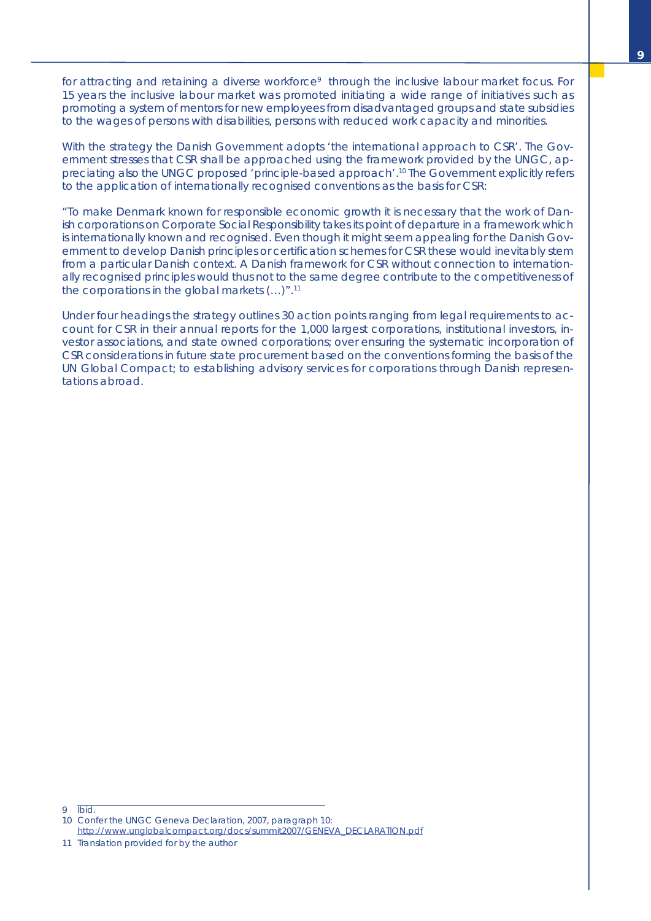for attracting and retaining a diverse workforce[9] through the inclusive labour market focus. For 15 years the inclusive labour market was promoted initiating a wide range of initiatives such as promoting a system of mentors for new employees from disadvantaged groups and state subsidies to the wages of persons with disabilities, persons with reduced work capacity and minorities.

With the strategy the Danish Government adopts 'the international approach to CSR'. The Government stresses that CSR shall be approached using the framework provided by the UNGC, appreciating also the UNGC proposed 'principle-based approach'.[10] The Government explicitly refers to the application of internationally recognised conventions as the basis for CSR:

"To make Denmark known for responsible economic growth it is necessary that the work of Danish corporations on Corporate Social Responsibility takes its point of departure in a framework which is internationally known and recognised. Even though it might seem appealing for the Danish Government to develop Danish principles or certification schemes for CSR these would inevitably stem from a particular Danish context. A Danish framework for CSR without connection to internationally recognised principles would thus not to the same degree contribute to the competitiveness of the corporations in the global markets (...)".[11]

Under four headings the strategy outlines 30 action points ranging from legal requirements to account for CSR in their annual reports for the 1,000 largest corporations, institutional investors, investor associations, and state owned corporations; over ensuring the systematic incorporation of CSR considerations in future state procurement based on the conventions forming the basis of the UN Global Compact; to establishing advisory services for corporations through Danish representations abroad.

---

9 Ibid.

10 Confer the UNGC Geneva Declaration, 2007, paragraph 10: http://www.unglobalcompact.org/docs/summit2007/GENEVA_DECLARATION.pdf

11 Translation provided for by the author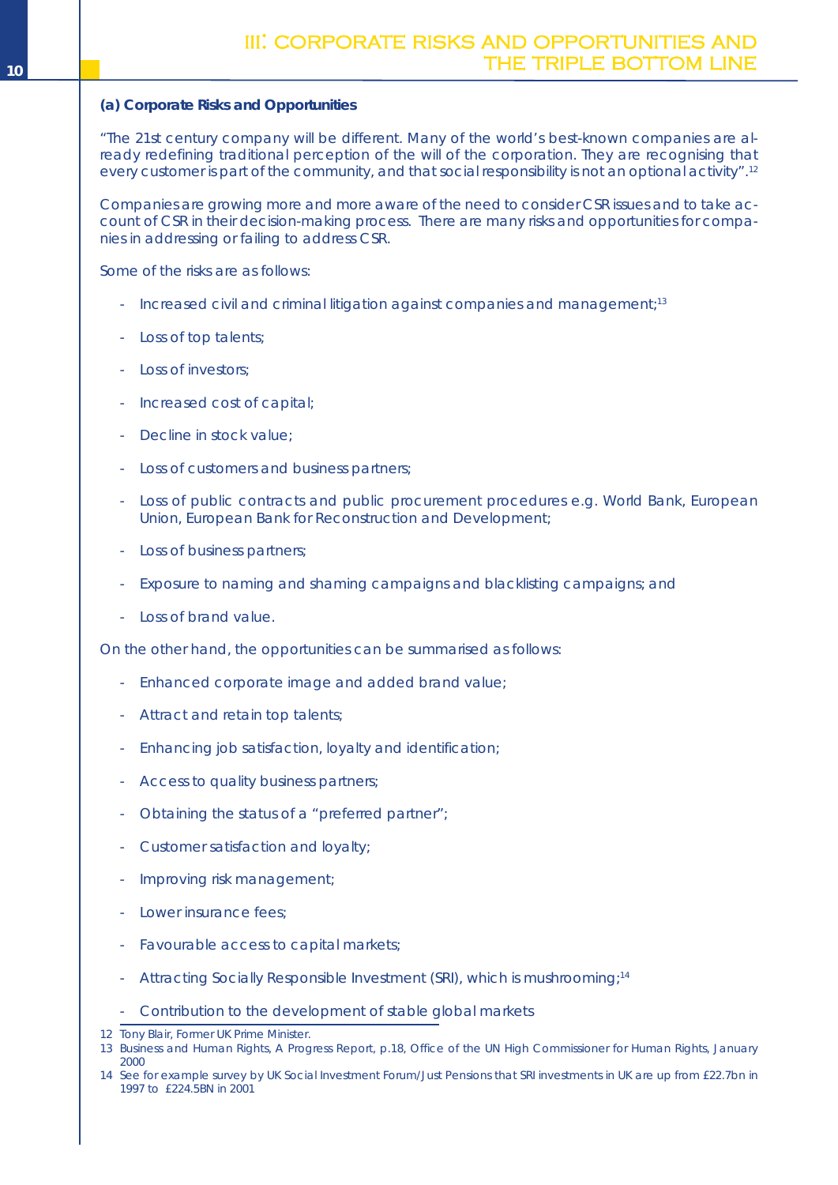## III: CORPORATE RISKS AND OPPORTUNITIES AND THE TRIPLE BOTTOM LINE

**(a) Corporate Risks and Opportunities**

"The 21st century company will be different. Many of the world's best-known companies are already redefining traditional perception of the will of the corporation. They are recognising that every customer is part of the community, and that social responsibility is not an optional activity".[12]

Companies are growing more and more aware of the need to consider CSR issues and to take account of CSR in their decision-making process. There are many risks and opportunities for companies in addressing or failing to address CSR.

Some of the risks are as follows:

- Increased civil and criminal litigation against companies and management;[13]
- Loss of top talents;
- Loss of investors;
- Increased cost of capital;
- Decline in stock value;
- Loss of customers and business partners;
- Loss of public contracts and public procurement procedures e.g. World Bank, European Union, European Bank for Reconstruction and Development;
- Loss of business partners;
- Exposure to naming and shaming campaigns and blacklisting campaigns; and
- Loss of brand value.

On the other hand, the opportunities can be summarised as follows:

- Enhanced corporate image and added brand value;
- Attract and retain top talents;
- Enhancing job satisfaction, loyalty and identification;
- Access to quality business partners;
- Obtaining the status of a "preferred partner";
- Customer satisfaction and loyalty;
- Improving risk management;
- Lower insurance fees;
- Favourable access to capital markets;
- Attracting Socially Responsible Investment (SRI), which is mushrooming;[14]
- Contribution to the development of stable global markets

12 Tony Blair, Former UK Prime Minister.

13 Business and Human Rights, A Progress Report, p.18, Office of the UN High Commissioner for Human Rights, January 2000

14 See for example survey by UK Social Investment Forum/Just Pensions that SRI investments in UK are up from £22.7bn in 1997 to £224.5BN in 2001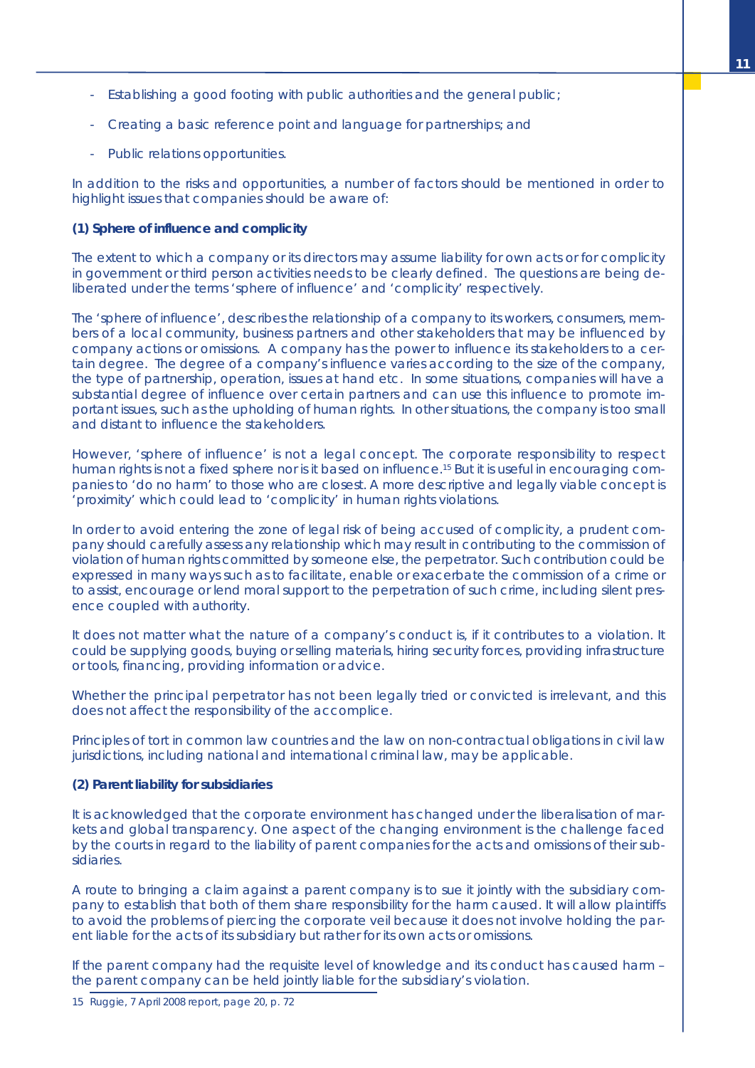- Establishing a good footing with public authorities and the general public;
- Creating a basic reference point and language for partnerships; and
- Public relations opportunities.

In addition to the risks and opportunities, a number of factors should be mentioned in order to highlight issues that companies should be aware of:

**(1) Sphere of influence and complicity**

The extent to which a company or its directors may assume liability for own acts or for complicity in government or third person activities needs to be clearly defined. The questions are being deliberated under the terms 'sphere of influence' and 'complicity' respectively.

The 'sphere of influence', describes the relationship of a company to its workers, consumers, members of a local community, business partners and other stakeholders that may be influenced by company actions or omissions. A company has the power to influence its stakeholders to a certain degree. The degree of a company's influence varies according to the size of the company, the type of partnership, operation, issues at hand etc. In some situations, companies will have a substantial degree of influence over certain partners and can use this influence to promote important issues, such as the upholding of human rights. In other situations, the company is too small and distant to influence the stakeholders.

However, 'sphere of influence' is not a legal concept. The corporate responsibility to respect human rights is not a fixed sphere nor is it based on influence.[15] But it is useful in encouraging companies to 'do no harm' to those who are closest. A more descriptive and legally viable concept is 'proximity' which could lead to 'complicity' in human rights violations.

In order to avoid entering the zone of legal risk of being accused of complicity, a prudent company should carefully assess any relationship which may result in contributing to the commission of violation of human rights committed by someone else, the perpetrator. Such contribution could be expressed in many ways such as to facilitate, enable or exacerbate the commission of a crime or to assist, encourage or lend moral support to the perpetration of such crime, including silent presence coupled with authority.

It does not matter what the nature of a company's conduct is, if it contributes to a violation. It could be supplying goods, buying or selling materials, hiring security forces, providing infrastructure or tools, financing, providing information or advice.

Whether the principal perpetrator has not been legally tried or convicted is irrelevant, and this does not affect the responsibility of the accomplice.

Principles of tort in common law countries and the law on non-contractual obligations in civil law jurisdictions, including national and international criminal law, may be applicable.

**(2) Parent liability for subsidiaries**

It is acknowledged that the corporate environment has changed under the liberalisation of markets and global transparency. One aspect of the changing environment is the challenge faced by the courts in regard to the liability of parent companies for the acts and omissions of their subsidiaries.

A route to bringing a claim against a parent company is to sue it jointly with the subsidiary company to establish that both of them share responsibility for the harm caused. It will allow plaintiffs to avoid the problems of piercing the corporate veil because it does not involve holding the parent liable for the acts of its subsidiary but rather for its own acts or omissions.

If the parent company had the requisite level of knowledge and its conduct has caused harm – the parent company can be held jointly liable for the subsidiary's violation.

15 Ruggie, 7 April 2008 report, page 20, p. 72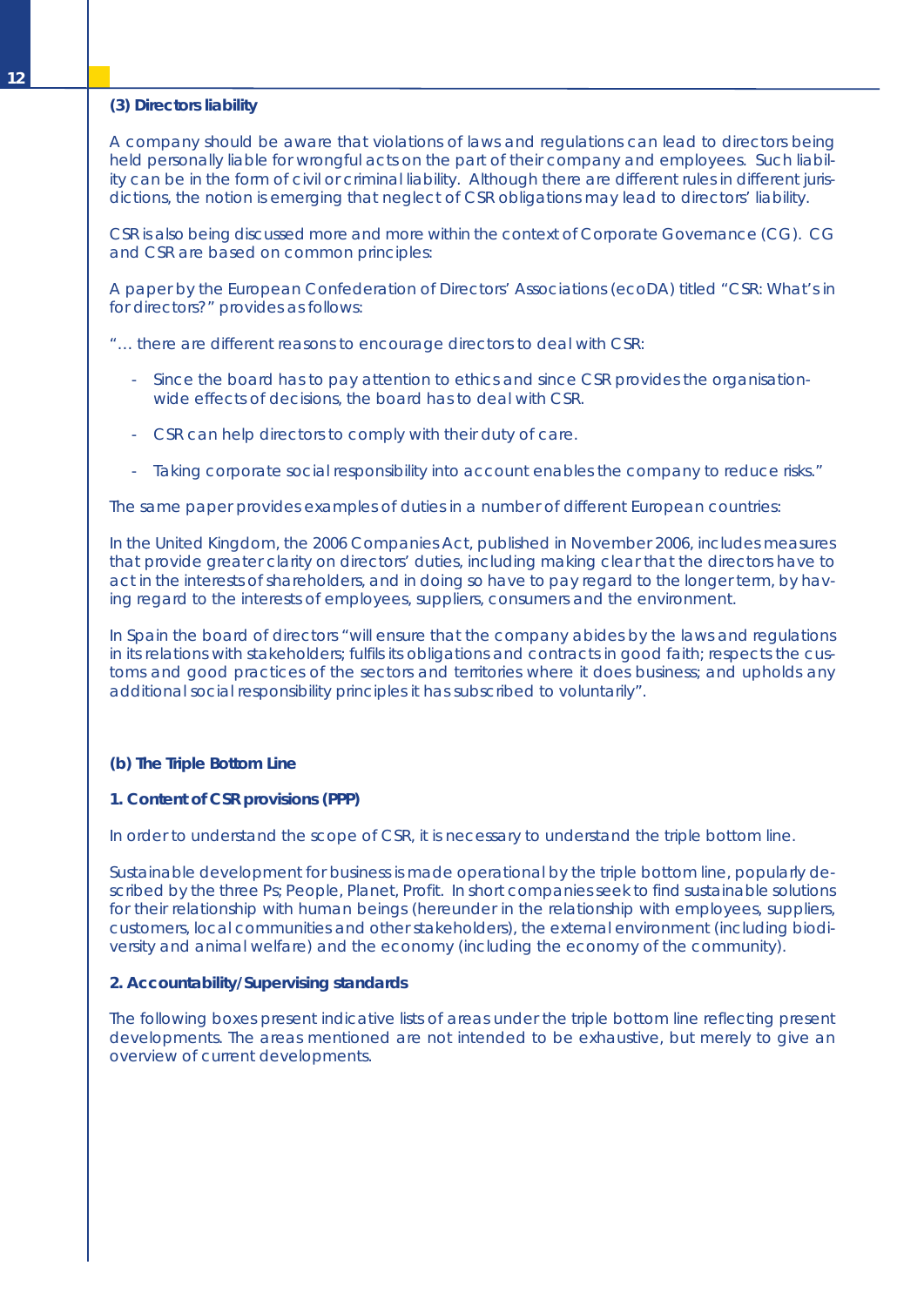### (3) Directors liability

A company should be aware that violations of laws and regulations can lead to directors being held personally liable for wrongful acts on the part of their company and employees. Such liability can be in the form of civil or criminal liability. Although there are different rules in different jurisdictions, the notion is emerging that neglect of CSR obligations may lead to directors' liability.

CSR is also being discussed more and more within the context of Corporate Governance (CG). CG and CSR are based on common principles:

A paper by the European Confederation of Directors' Associations (ecoDA) titled "CSR: What's in for directors?" provides as follows:

"… there are different reasons to encourage directors to deal with CSR:

- Since the board has to pay attention to ethics and since CSR provides the organisation-wide effects of decisions, the board has to deal with CSR.
- CSR can help directors to comply with their duty of care.
- Taking corporate social responsibility into account enables the company to reduce risks."

The same paper provides examples of duties in a number of different European countries:

In the United Kingdom, the 2006 Companies Act, published in November 2006, includes measures that provide greater clarity on directors' duties, including making clear that the directors have to act in the interests of shareholders, and in doing so have to pay regard to the longer term, by having regard to the interests of employees, suppliers, consumers and the environment.

In Spain the board of directors "will ensure that the company abides by the laws and regulations in its relations with stakeholders; fulfils its obligations and contracts in good faith; respects the customs and good practices of the sectors and territories where it does business; and upholds any additional social responsibility principles it has subscribed to voluntarily".

## (b) The Triple Bottom Line

### 1. Content of CSR provisions (PPP)

In order to understand the scope of CSR, it is necessary to understand the triple bottom line.

Sustainable development for business is made operational by the triple bottom line, popularly described by the three Ps; People, Planet, Profit. In short companies seek to find sustainable solutions for their relationship with human beings (hereunder in the relationship with employees, suppliers, customers, local communities and other stakeholders), the external environment (including biodiversity and animal welfare) and the economy (including the economy of the community).

### 2. Accountability/Supervising standards

The following boxes present indicative lists of areas under the triple bottom line reflecting present developments. The areas mentioned are not intended to be exhaustive, but merely to give an overview of current developments.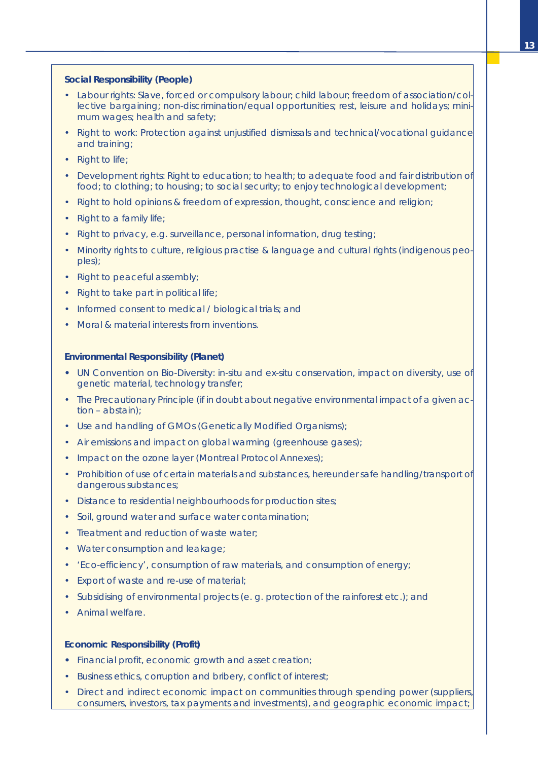**Social Responsibility (People)**

- Labour rights: Slave, forced or compulsory labour; child labour; freedom of association/collective bargaining; non-discrimination/equal opportunities; rest, leisure and holidays; minimum wages; health and safety;
- Right to work: Protection against unjustified dismissals and technical/vocational guidance and training;
- Right to life;
- Development rights: Right to education; to health; to adequate food and fair distribution of food; to clothing; to housing; to social security; to enjoy technological development;
- Right to hold opinions & freedom of expression, thought, conscience and religion;
- Right to a family life;
- Right to privacy, e.g. surveillance, personal information, drug testing;
- Minority rights to culture, religious practise & language and cultural rights (indigenous peoples);
- Right to peaceful assembly;
- Right to take part in political life;
- Informed consent to medical / biological trials; and
- Moral & material interests from inventions.

**Environmental Responsibility (Planet)**

- UN Convention on Bio-Diversity: in-situ and ex-situ conservation, impact on diversity, use of genetic material, technology transfer;
- The Precautionary Principle (if in doubt about negative environmental impact of a given action – abstain);
- Use and handling of GMOs (Genetically Modified Organisms);
- Air emissions and impact on global warming (greenhouse gases);
- Impact on the ozone layer (Montreal Protocol Annexes);
- Prohibition of use of certain materials and substances, hereunder safe handling/transport of dangerous substances;
- Distance to residential neighbourhoods for production sites;
- Soil, ground water and surface water contamination;
- Treatment and reduction of waste water;
- Water consumption and leakage;
- 'Eco-efficiency', consumption of raw materials, and consumption of energy;
- Export of waste and re-use of material;
- Subsidising of environmental projects (e. g. protection of the rainforest etc.); and
- Animal welfare.

**Economic Responsibility (Profit)**

- Financial profit, economic growth and asset creation;
- Business ethics, corruption and bribery, conflict of interest;
- Direct and indirect economic impact on communities through spending power (suppliers, consumers, investors, tax payments and investments), and geographic economic impact;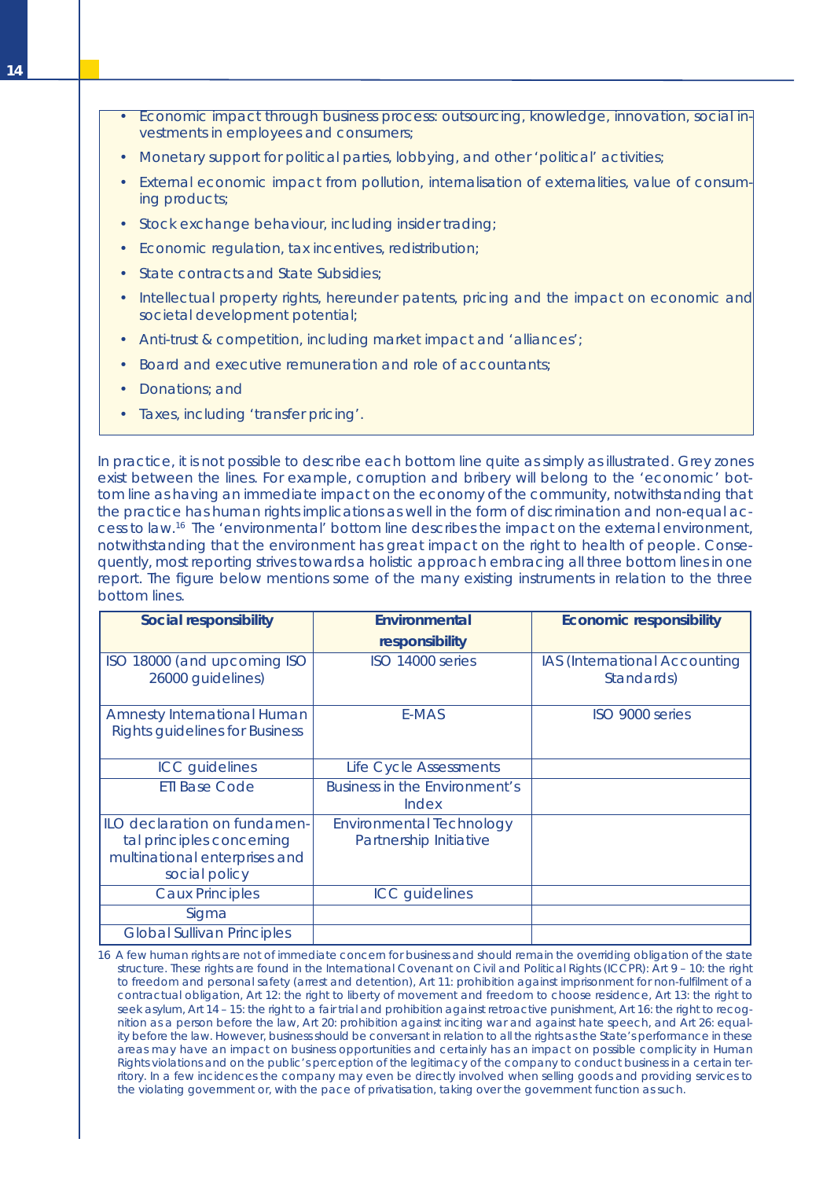- Economic impact through business process: outsourcing, knowledge, innovation, social investments in employees and consumers;
- Monetary support for political parties, lobbying, and other 'political' activities;
- External economic impact from pollution, internalisation of externalities, value of consuming products;
- Stock exchange behaviour, including insider trading;
- Economic regulation, tax incentives, redistribution;
- State contracts and State Subsidies;
- Intellectual property rights, hereunder patents, pricing and the impact on economic and societal development potential;
- Anti-trust & competition, including market impact and 'alliances';
- Board and executive remuneration and role of accountants;
- Donations; and
- Taxes, including 'transfer pricing'.

In practice, it is not possible to describe each bottom line quite as simply as illustrated. Grey zones exist between the lines. For example, corruption and bribery will belong to the 'economic' bottom line as having an immediate impact on the economy of the community, notwithstanding that the practice has human rights implications as well in the form of discrimination and non-equal access to law.[16] The 'environmental' bottom line describes the impact on the external environment, notwithstanding that the environment has great impact on the right to health of people. Consequently, most reporting strives towards a holistic approach embracing all three bottom lines in one report. The figure below mentions some of the many existing instruments in relation to the three bottom lines.

| **Social responsibility** | **Environmental responsibility** | **Economic responsibility** |
|---|---|---|
| ISO 18000 (and upcoming ISO 26000 guidelines) | ISO 14000 series | IAS (International Accounting Standards) |
| Amnesty International Human Rights guidelines for Business | E-MAS | ISO 9000 series |
| ICC guidelines | Life Cycle Assessments | |
| ETI Base Code | Business in the Environment's Index | |
| ILO declaration on fundamental principles concerning multinational enterprises and social policy | Environmental Technology Partnership Initiative | |
| Caux Principles | ICC guidelines | |
| Sigma | | |
| Global Sullivan Principles | | |

16 A few human rights are not of immediate concern for business and should remain the overriding obligation of the state structure. These rights are found in the International Covenant on Civil and Political Rights (ICCPR): Art 9 – 10: the right to freedom and personal safety (arrest and detention), Art 11: prohibition against imprisonment for non-fulfilment of a contractual obligation, Art 12: the right to liberty of movement and freedom to choose residence, Art 13: the right to seek asylum, Art 14 – 15: the right to a fair trial and prohibition against retroactive punishment, Art 16: the right to recognition as a person before the law, Art 20: prohibition against inciting war and against hate speech, and Art 26: equality before the law. However, business should be conversant in relation to all the rights as the State's performance in these areas may have an impact on business opportunities and certainly has an impact on possible complicity in Human Rights violations and on the public's perception of the legitimacy of the company to conduct business in a certain territory. In a few incidences the company may even be directly involved when selling goods and providing services to the violating government or, with the pace of privatisation, taking over the government function as such.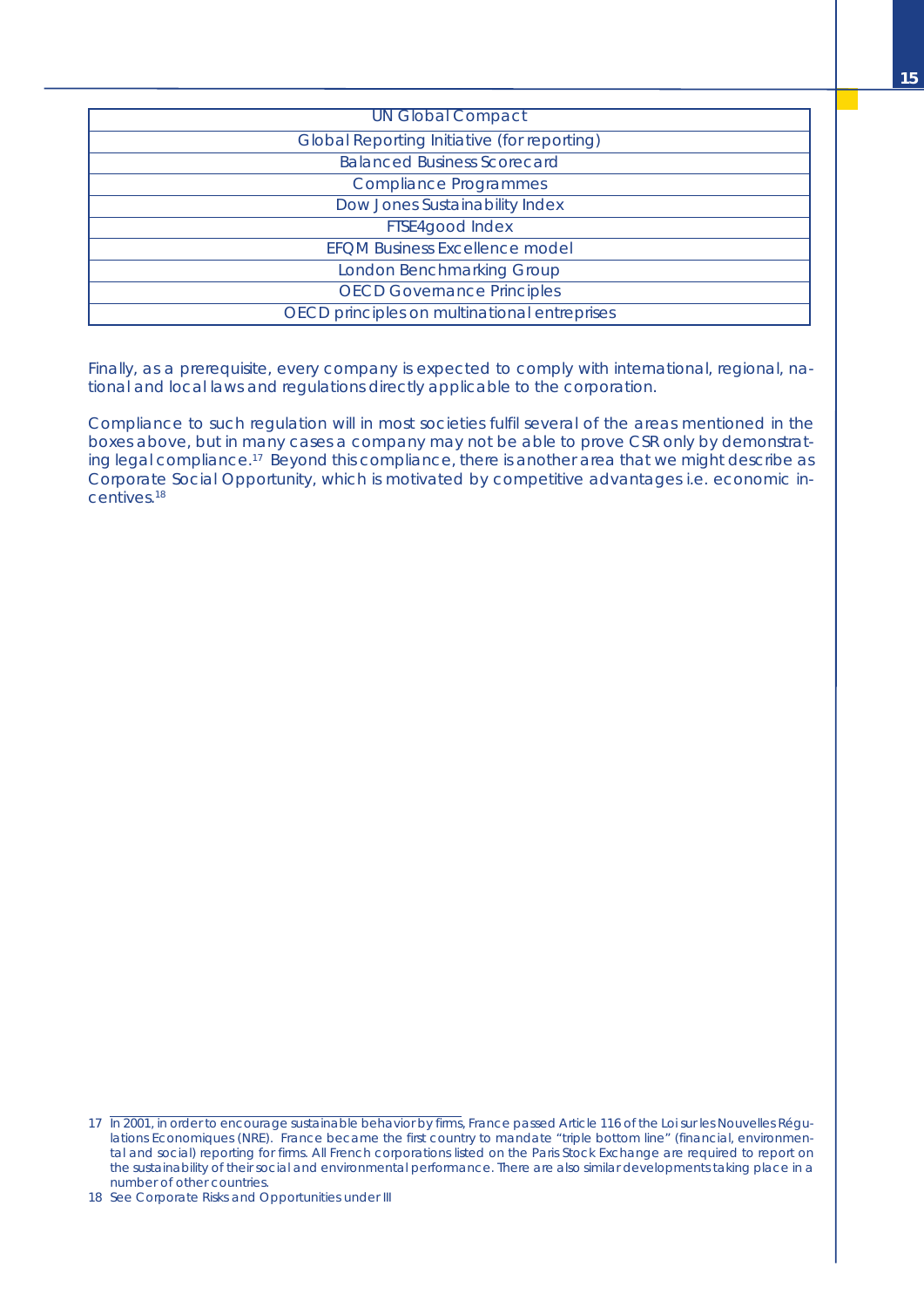| UN Global Compact |
|---|
| Global Reporting Initiative (for reporting) |
| Balanced Business Scorecard |
| Compliance Programmes |
| Dow Jones Sustainability Index |
| FTSE4good Index |
| EFQM Business Excellence model |
| London Benchmarking Group |
| OECD Governance Principles |
| OECD principles on multinational entreprises |

Finally, as a prerequisite, every company is expected to comply with international, regional, national and local laws and regulations directly applicable to the corporation.

Compliance to such regulation will in most societies fulfil several of the areas mentioned in the boxes above, but in many cases a company may not be able to prove CSR only by demonstrating legal compliance.[17] Beyond this compliance, there is another area that we might describe as Corporate Social Opportunity, which is motivated by competitive advantages i.e. economic incentives.[18]

---

17 In 2001, in order to encourage sustainable behavior by firms, France passed Article 116 of the Loi sur les Nouvelles Régulations Economiques (NRE). France became the first country to mandate "triple bottom line" (financial, environmental and social) reporting for firms. All French corporations listed on the Paris Stock Exchange are required to report on the sustainability of their social and environmental performance. There are also similar developments taking place in a number of other countries.

18 See Corporate Risks and Opportunities under III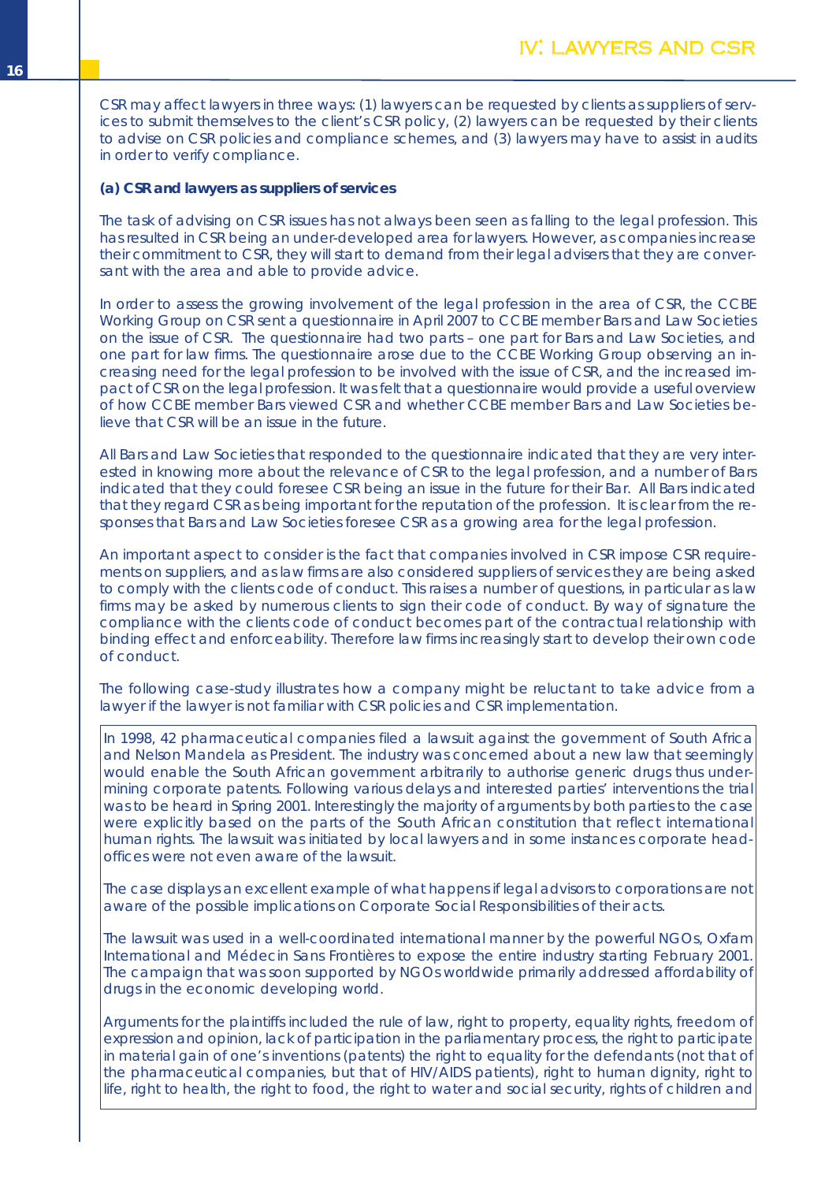## IV: LAWYERS AND CSR

CSR may affect lawyers in three ways: (1) lawyers can be requested by clients as suppliers of services to submit themselves to the client's CSR policy, (2) lawyers can be requested by their clients to advise on CSR policies and compliance schemes, and (3) lawyers may have to assist in audits in order to verify compliance.

### (a) CSR and lawyers as suppliers of services

The task of advising on CSR issues has not always been seen as falling to the legal profession. This has resulted in CSR being an under-developed area for lawyers. However, as companies increase their commitment to CSR, they will start to demand from their legal advisers that they are conversant with the area and able to provide advice.

In order to assess the growing involvement of the legal profession in the area of CSR, the CCBE Working Group on CSR sent a questionnaire in April 2007 to CCBE member Bars and Law Societies on the issue of CSR. The questionnaire had two parts – one part for Bars and Law Societies, and one part for law firms. The questionnaire arose due to the CCBE Working Group observing an increasing need for the legal profession to be involved with the issue of CSR, and the increased impact of CSR on the legal profession. It was felt that a questionnaire would provide a useful overview of how CCBE member Bars viewed CSR and whether CCBE member Bars and Law Societies believe that CSR will be an issue in the future.

All Bars and Law Societies that responded to the questionnaire indicated that they are very interested in knowing more about the relevance of CSR to the legal profession, and a number of Bars indicated that they could foresee CSR being an issue in the future for their Bar. All Bars indicated that they regard CSR as being important for the reputation of the profession. It is clear from the responses that Bars and Law Societies foresee CSR as a growing area for the legal profession.

An important aspect to consider is the fact that companies involved in CSR impose CSR requirements on suppliers, and as law firms are also considered suppliers of services they are being asked to comply with the clients code of conduct. This raises a number of questions, in particular as law firms may be asked by numerous clients to sign their code of conduct. By way of signature the compliance with the clients code of conduct becomes part of the contractual relationship with binding effect and enforceability. Therefore law firms increasingly start to develop their own code of conduct.

The following case-study illustrates how a company might be reluctant to take advice from a lawyer if the lawyer is not familiar with CSR policies and CSR implementation.

In 1998, 42 pharmaceutical companies filed a lawsuit against the government of South Africa and Nelson Mandela as President. The industry was concerned about a new law that seemingly would enable the South African government arbitrarily to authorise generic drugs thus undermining corporate patents. Following various delays and interested parties' interventions the trial was to be heard in Spring 2001. Interestingly the majority of arguments by both parties to the case were explicitly based on the parts of the South African constitution that reflect international human rights. The lawsuit was initiated by local lawyers and in some instances corporate head-offices were not even aware of the lawsuit.

The case displays an excellent example of what happens if legal advisors to corporations are not aware of the possible implications on Corporate Social Responsibilities of their acts.

The lawsuit was used in a well-coordinated international manner by the powerful NGOs, Oxfam International and Médecin Sans Frontières to expose the entire industry starting February 2001. The campaign that was soon supported by NGOs worldwide primarily addressed affordability of drugs in the economic developing world.

Arguments for the plaintiffs included the rule of law, right to property, equality rights, freedom of expression and opinion, lack of participation in the parliamentary process, the right to participate in material gain of one's inventions (patents) the right to equality for the defendants (not that of the pharmaceutical companies, but that of HIV/AIDS patients), right to human dignity, right to life, right to health, the right to food, the right to water and social security, rights of children and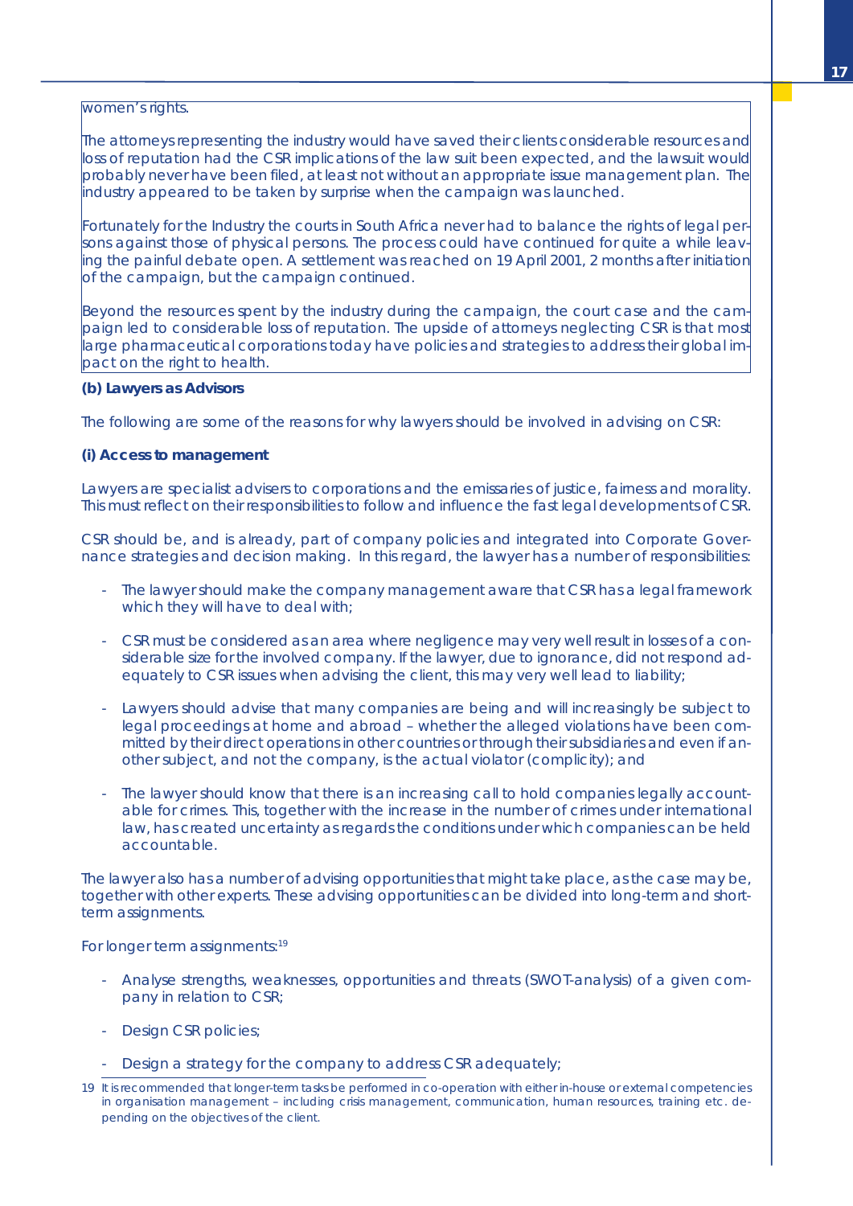women's rights.

The attorneys representing the industry would have saved their clients considerable resources and loss of reputation had the CSR implications of the law suit been expected, and the lawsuit would probably never have been filed, at least not without an appropriate issue management plan. The industry appeared to be taken by surprise when the campaign was launched.

Fortunately for the Industry the courts in South Africa never had to balance the rights of legal persons against those of physical persons. The process could have continued for quite a while leaving the painful debate open. A settlement was reached on 19 April 2001, 2 months after initiation of the campaign, but the campaign continued.

Beyond the resources spent by the industry during the campaign, the court case and the campaign led to considerable loss of reputation. The upside of attorneys neglecting CSR is that most large pharmaceutical corporations today have policies and strategies to address their global impact on the right to health.

**(b) Lawyers as Advisors**

The following are some of the reasons for why lawyers should be involved in advising on CSR:

**(i) Access to management**

Lawyers are specialist advisers to corporations and the emissaries of justice, fairness and morality. This must reflect on their responsibilities to follow and influence the fast legal developments of CSR.

CSR should be, and is already, part of company policies and integrated into Corporate Governance strategies and decision making. In this regard, the lawyer has a number of responsibilities:

- The lawyer should make the company management aware that CSR has a legal framework which they will have to deal with;
- CSR must be considered as an area where negligence may very well result in losses of a considerable size for the involved company. If the lawyer, due to ignorance, did not respond adequately to CSR issues when advising the client, this may very well lead to liability;
- Lawyers should advise that many companies are being and will increasingly be subject to legal proceedings at home and abroad – whether the alleged violations have been committed by their direct operations in other countries or through their subsidiaries and even if another subject, and not the company, is the actual violator (complicity); and
- The lawyer should know that there is an increasing call to hold companies legally accountable for crimes. This, together with the increase in the number of crimes under international law, has created uncertainty as regards the conditions under which companies can be held accountable.

The lawyer also has a number of advising opportunities that might take place, as the case may be, together with other experts. These advising opportunities can be divided into long-term and short-term assignments.

For longer term assignments:[19]

- Analyse strengths, weaknesses, opportunities and threats (SWOT-analysis) of a given company in relation to CSR;
- Design CSR policies;
- Design a strategy for the company to address CSR adequately;

19 It is recommended that longer-term tasks be performed in co-operation with either in-house or external competencies in organisation management – including crisis management, communication, human resources, training etc. depending on the objectives of the client.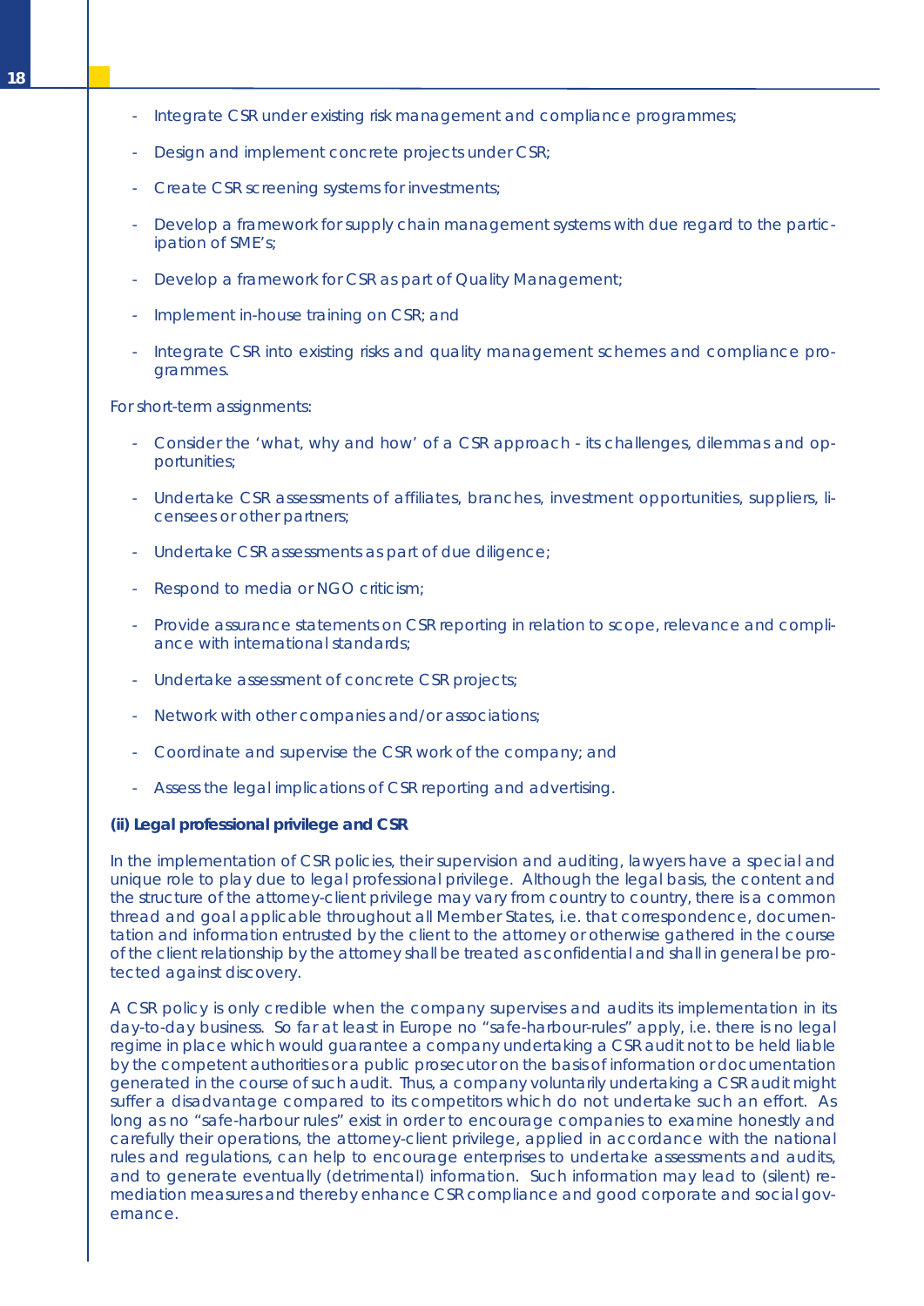- Integrate CSR under existing risk management and compliance programmes;

- Design and implement concrete projects under CSR;

- Create CSR screening systems for investments;

- Develop a framework for supply chain management systems with due regard to the participation of SME's;

- Develop a framework for CSR as part of Quality Management;

- Implement in-house training on CSR; and

- Integrate CSR into existing risks and quality management schemes and compliance programmes.

For short-term assignments:

- Consider the 'what, why and how' of a CSR approach - its challenges, dilemmas and opportunities;

- Undertake CSR assessments of affiliates, branches, investment opportunities, suppliers, licensees or other partners;

- Undertake CSR assessments as part of due diligence;

- Respond to media or NGO criticism;

- Provide assurance statements on CSR reporting in relation to scope, relevance and compliance with international standards;

- Undertake assessment of concrete CSR projects;

- Network with other companies and/or associations;

- Coordinate and supervise the CSR work of the company; and

- Assess the legal implications of CSR reporting and advertising.

**(ii) Legal professional privilege and CSR**

In the implementation of CSR policies, their supervision and auditing, lawyers have a special and unique role to play due to legal professional privilege. Although the legal basis, the content and the structure of the attorney-client privilege may vary from country to country, there is a common thread and goal applicable throughout all Member States, i.e. that correspondence, documentation and information entrusted by the client to the attorney or otherwise gathered in the course of the client relationship by the attorney shall be treated as confidential and shall in general be protected against discovery.

A CSR policy is only credible when the company supervises and audits its implementation in its day-to-day business. So far at least in Europe no "safe-harbour-rules" apply, i.e. there is no legal regime in place which would guarantee a company undertaking a CSR audit not to be held liable by the competent authorities or a public prosecutor on the basis of information or documentation generated in the course of such audit. Thus, a company voluntarily undertaking a CSR audit might suffer a disadvantage compared to its competitors which do not undertake such an effort. As long as no "safe-harbour rules" exist in order to encourage companies to examine honestly and carefully their operations, the attorney-client privilege, applied in accordance with the national rules and regulations, can help to encourage enterprises to undertake assessments and audits, and to generate eventually (detrimental) information. Such information may lead to (silent) remediation measures and thereby enhance CSR compliance and good corporate and social governance.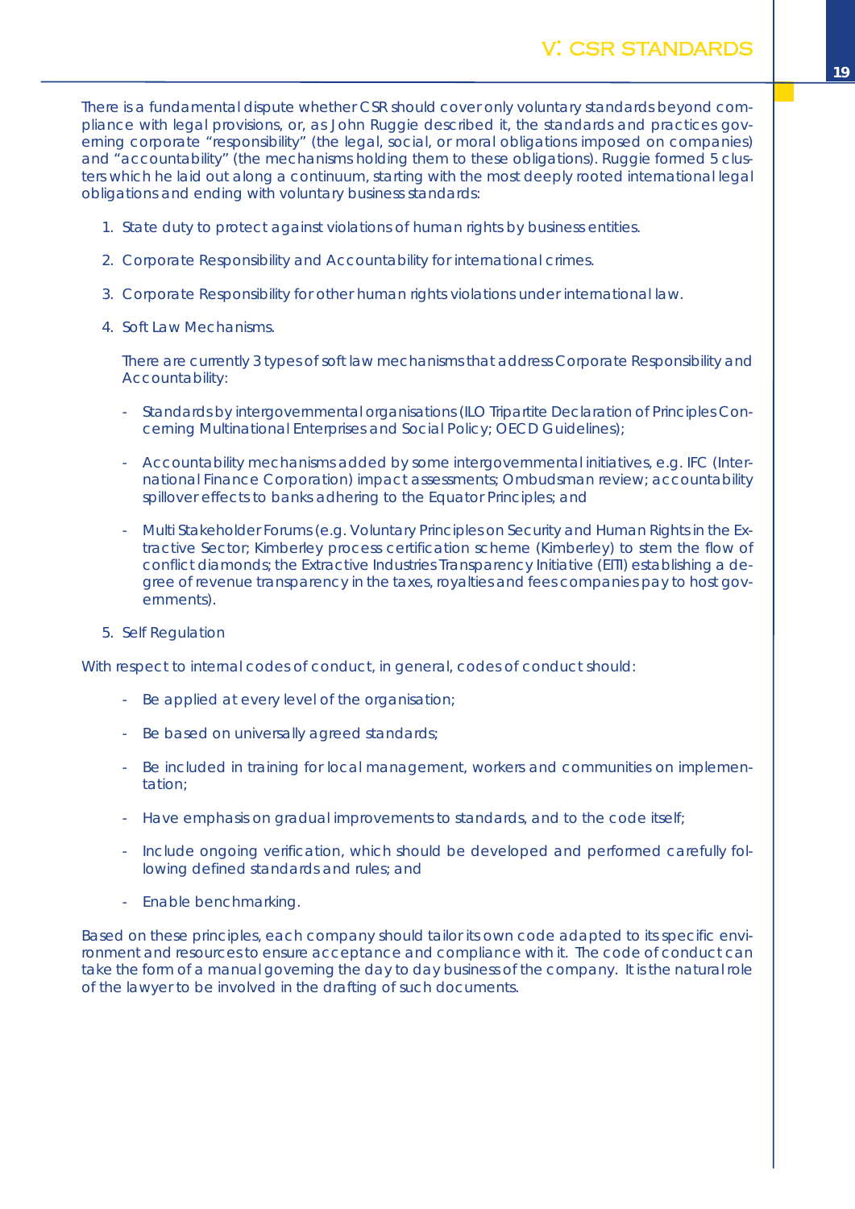# V. CSR STANDARDS

There is a fundamental dispute whether CSR should cover only voluntary standards beyond compliance with legal provisions, or, as John Ruggie described it, the standards and practices governing corporate "responsibility" (the legal, social, or moral obligations imposed on companies) and "accountability" (the mechanisms holding them to these obligations). Ruggie formed 5 clusters which he laid out along a continuum, starting with the most deeply rooted international legal obligations and ending with voluntary business standards:

1. State duty to protect against violations of human rights by business entities.

2. Corporate Responsibility and Accountability for international crimes.

3. Corporate Responsibility for other human rights violations under international law.

4. Soft Law Mechanisms.

   There are currently 3 types of soft law mechanisms that address Corporate Responsibility and Accountability:

   - Standards by intergovernmental organisations (ILO Tripartite Declaration of Principles Concerning Multinational Enterprises and Social Policy; OECD Guidelines);

   - Accountability mechanisms added by some intergovernmental initiatives, e.g. IFC (International Finance Corporation) impact assessments; Ombudsman review; accountability spillover effects to banks adhering to the Equator Principles; and

   - Multi Stakeholder Forums (e.g. Voluntary Principles on Security and Human Rights in the Extractive Sector; Kimberley process certification scheme (Kimberley) to stem the flow of conflict diamonds; the Extractive Industries Transparency Initiative (EITI) establishing a degree of revenue transparency in the taxes, royalties and fees companies pay to host governments).

5. Self Regulation

With respect to internal codes of conduct, in general, codes of conduct should:

- Be applied at every level of the organisation;

- Be based on universally agreed standards;

- Be included in training for local management, workers and communities on implementation;

- Have emphasis on gradual improvements to standards, and to the code itself;

- Include ongoing verification, which should be developed and performed carefully following defined standards and rules; and

- Enable benchmarking.

Based on these principles, each company should tailor its own code adapted to its specific environment and resources to ensure acceptance and compliance with it. The code of conduct can take the form of a manual governing the day to day business of the company. It is the natural role of the lawyer to be involved in the drafting of such documents.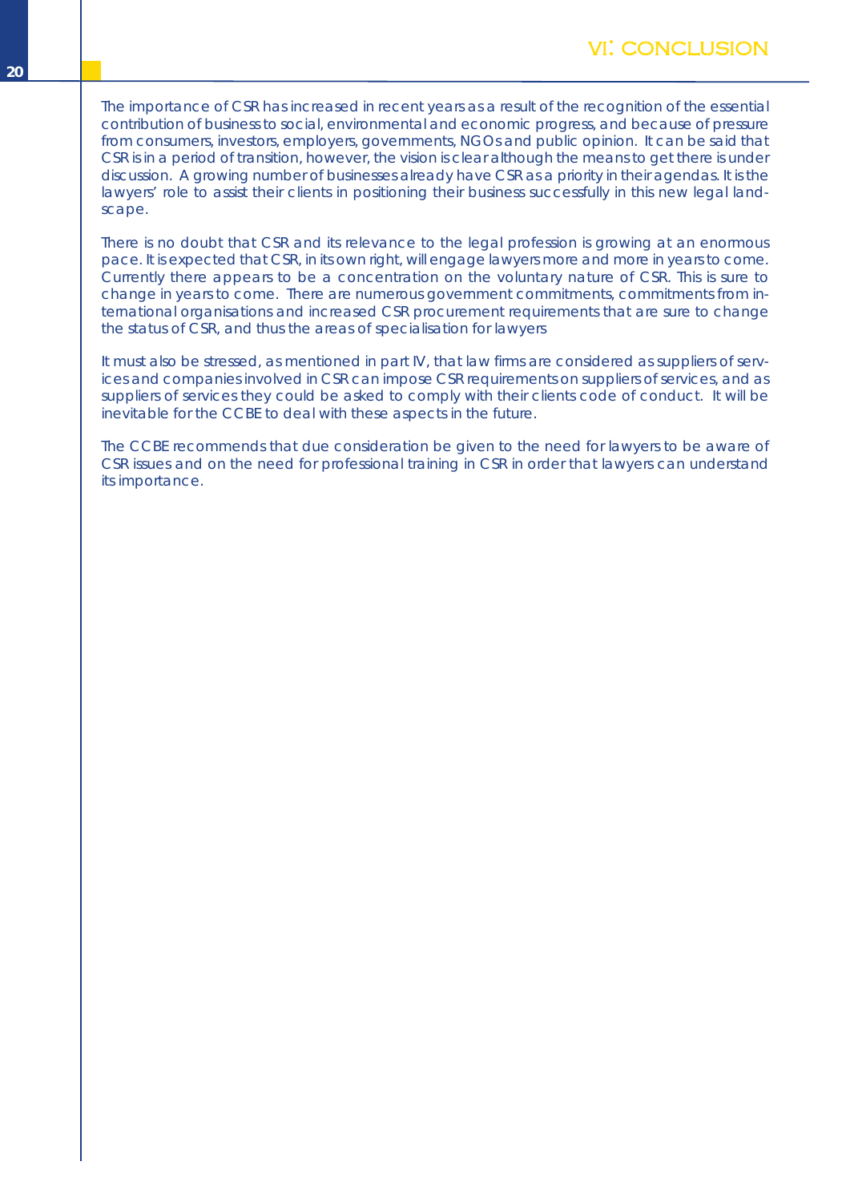# VI: CONCLUSION

The importance of CSR has increased in recent years as a result of the recognition of the essential contribution of business to social, environmental and economic progress, and because of pressure from consumers, investors, employers, governments, NGOs and public opinion. It can be said that CSR is in a period of transition, however, the vision is clear although the means to get there is under discussion. A growing number of businesses already have CSR as a priority in their agendas. It is the lawyers' role to assist their clients in positioning their business successfully in this new legal landscape.

There is no doubt that CSR and its relevance to the legal profession is growing at an enormous pace. It is expected that CSR, in its own right, will engage lawyers more and more in years to come. Currently there appears to be a concentration on the voluntary nature of CSR. This is sure to change in years to come. There are numerous government commitments, commitments from international organisations and increased CSR procurement requirements that are sure to change the status of CSR, and thus the areas of specialisation for lawyers

It must also be stressed, as mentioned in part IV, that law firms are considered as suppliers of services and companies involved in CSR can impose CSR requirements on suppliers of services, and as suppliers of services they could be asked to comply with their clients code of conduct. It will be inevitable for the CCBE to deal with these aspects in the future.

The CCBE recommends that due consideration be given to the need for lawyers to be aware of CSR issues and on the need for professional training in CSR in order that lawyers can understand its importance.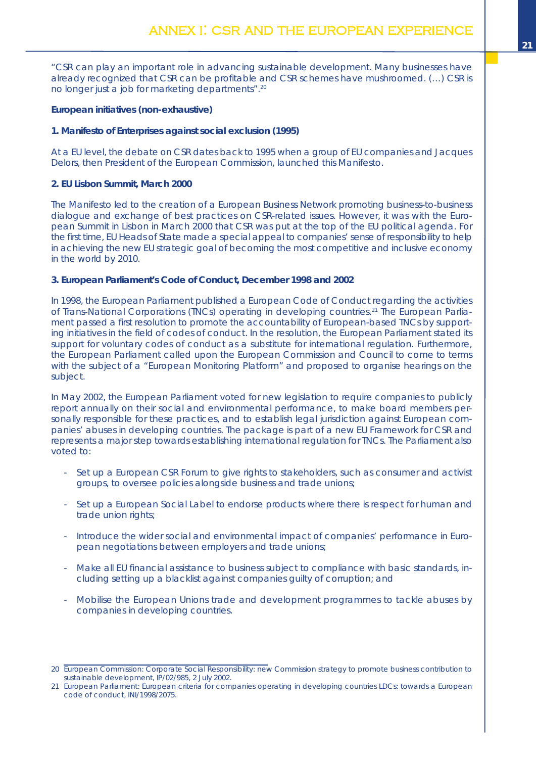# ANNEX I: CSR AND THE EUROPEAN EXPERIENCE

"CSR can play an important role in advancing sustainable development. Many businesses have already recognized that CSR can be profitable and CSR schemes have mushroomed. (...) CSR is no longer just a job for marketing departments".[20]

**European initiatives (non-exhaustive)**

**1. Manifesto of Enterprises against social exclusion (1995)**

At a EU level, the debate on CSR dates back to 1995 when a group of EU companies and Jacques Delors, then President of the European Commission, launched this Manifesto.

**2. EU Lisbon Summit, March 2000**

The Manifesto led to the creation of a European Business Network promoting business-to-business dialogue and exchange of best practices on CSR-related issues. However, it was with the European Summit in Lisbon in March 2000 that CSR was put at the top of the EU political agenda. For the first time, EU Heads of State made a special appeal to companies' sense of responsibility to help in achieving the new EU strategic goal of becoming the most competitive and inclusive economy in the world by 2010.

**3. European Parliament's Code of Conduct, December 1998 and 2002**

In 1998, the European Parliament published a European Code of Conduct regarding the activities of Trans-National Corporations (TNCs) operating in developing countries.[21] The European Parliament passed a first resolution to promote the accountability of European-based TNCs by supporting initiatives in the field of codes of conduct. In the resolution, the European Parliament stated its support for voluntary codes of conduct as a substitute for international regulation. Furthermore, the European Parliament called upon the European Commission and Council to come to terms with the subject of a "European Monitoring Platform" and proposed to organise hearings on the subject.

In May 2002, the European Parliament voted for new legislation to require companies to publicly report annually on their social and environmental performance, to make board members personally responsible for these practices, and to establish legal jurisdiction against European companies' abuses in developing countries. The package is part of a new EU Framework for CSR and represents a major step towards establishing international regulation for TNCs. The Parliament also voted to:

- Set up a European CSR Forum to give rights to stakeholders, such as consumer and activist groups, to oversee policies alongside business and trade unions;
- Set up a European Social Label to endorse products where there is respect for human and trade union rights;
- Introduce the wider social and environmental impact of companies' performance in European negotiations between employers and trade unions;
- Make all EU financial assistance to business subject to compliance with basic standards, including setting up a blacklist against companies guilty of corruption; and
- Mobilise the European Unions trade and development programmes to tackle abuses by companies in developing countries.

---

20 European Commission: Corporate Social Responsibility: new Commission strategy to promote business contribution to sustainable development, IP/02/985, 2 July 2002.

21 European Parliament: European criteria for companies operating in developing countries LDCs: towards a European code of conduct, INI/1998/2075.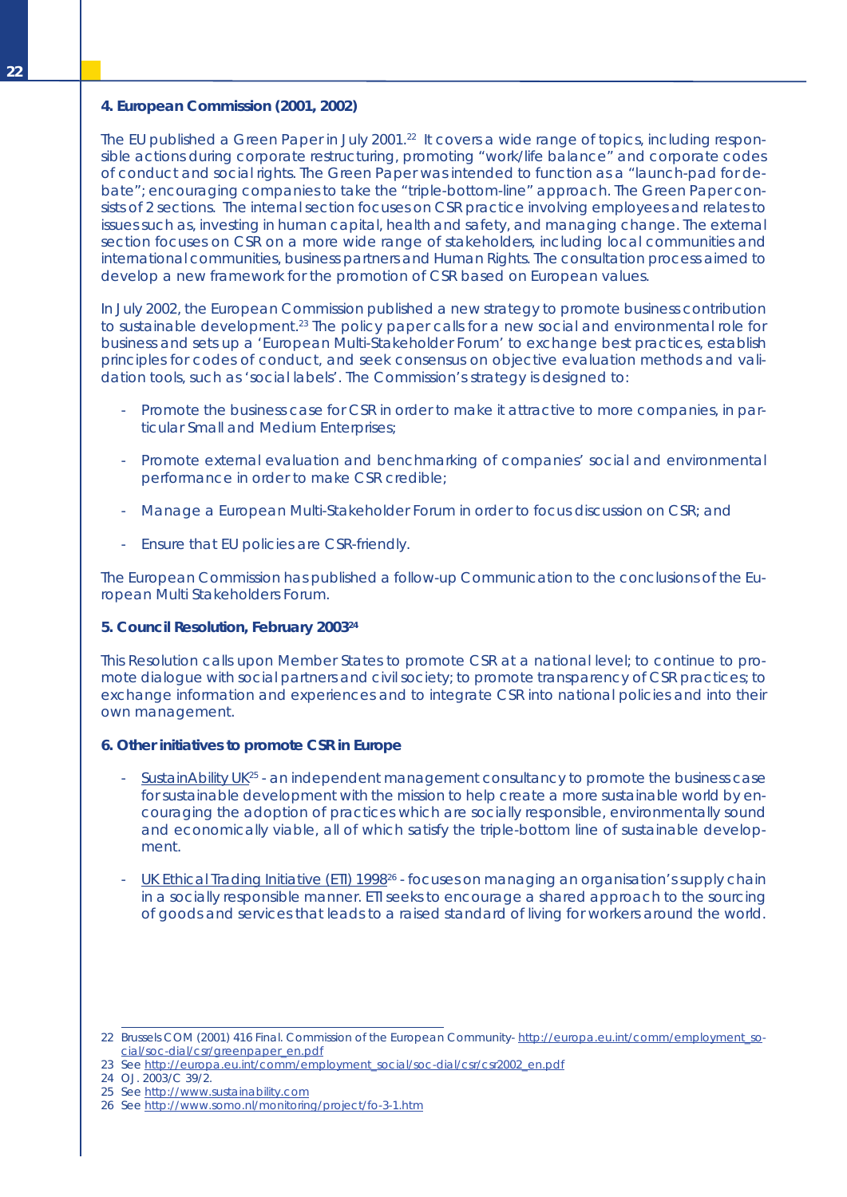**4. European Commission (2001, 2002)**

The EU published a Green Paper in July 2001.[22] It covers a wide range of topics, including responsible actions during corporate restructuring, promoting "work/life balance" and corporate codes of conduct and social rights. The Green Paper was intended to function as a "launch-pad for debate"; encouraging companies to take the "triple-bottom-line" approach. The Green Paper consists of 2 sections. The internal section focuses on CSR practice involving employees and relates to issues such as, investing in human capital, health and safety, and managing change. The external section focuses on CSR on a more wide range of stakeholders, including local communities and international communities, business partners and Human Rights. The consultation process aimed to develop a new framework for the promotion of CSR based on European values.

In July 2002, the European Commission published a new strategy to promote business contribution to sustainable development.[23] The policy paper calls for a new social and environmental role for business and sets up a 'European Multi-Stakeholder Forum' to exchange best practices, establish principles for codes of conduct, and seek consensus on objective evaluation methods and validation tools, such as 'social labels'. The Commission's strategy is designed to:

- Promote the business case for CSR in order to make it attractive to more companies, in particular Small and Medium Enterprises;
- Promote external evaluation and benchmarking of companies' social and environmental performance in order to make CSR credible;
- Manage a European Multi-Stakeholder Forum in order to focus discussion on CSR; and
- Ensure that EU policies are CSR-friendly.

The European Commission has published a follow-up Communication to the conclusions of the European Multi Stakeholders Forum.

**5. Council Resolution, February 2003[24]**

This Resolution calls upon Member States to promote CSR at a national level; to continue to promote dialogue with social partners and civil society; to promote transparency of CSR practices; to exchange information and experiences and to integrate CSR into national policies and into their own management.

**6. Other initiatives to promote CSR in Europe**

- SustainAbility UK[25] - an independent management consultancy to promote the business case for sustainable development with the mission to help create a more sustainable world by encouraging the adoption of practices which are socially responsible, environmentally sound and economically viable, all of which satisfy the triple-bottom line of sustainable development.
- UK Ethical Trading Initiative (ETI) 1998[26] - focuses on managing an organisation's supply chain in a socially responsible manner. ETI seeks to encourage a shared approach to the sourcing of goods and services that leads to a raised standard of living for workers around the world.

---

22 Brussels COM (2001) 416 Final. Commission of the European Community- http://europa.eu.int/comm/employment_social/soc-dial/csr/greenpaper_en.pdf

23 See http://europa.eu.int/comm/employment_social/soc-dial/csr/csr2002_en.pdf

24 OJ. 2003/C 39/2.

25 See http://www.sustainability.com

26 See http://www.somo.nl/monitoring/project/fo-3-1.htm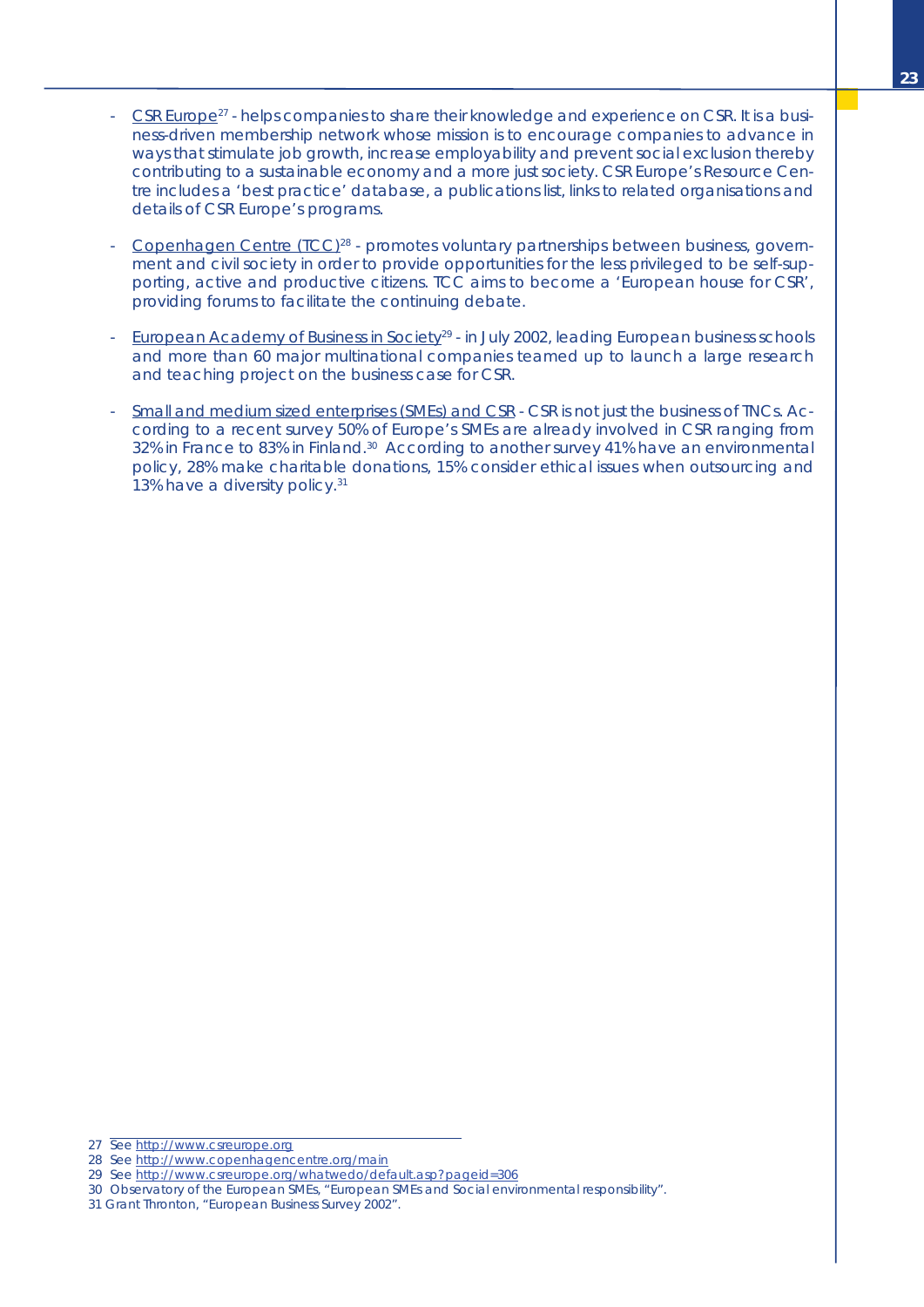- CSR Europe[27] - helps companies to share their knowledge and experience on CSR. It is a business-driven membership network whose mission is to encourage companies to advance in ways that stimulate job growth, increase employability and prevent social exclusion thereby contributing to a sustainable economy and a more just society. CSR Europe's Resource Centre includes a 'best practice' database, a publications list, links to related organisations and details of CSR Europe's programs.

- Copenhagen Centre (TCC)[28] - promotes voluntary partnerships between business, government and civil society in order to provide opportunities for the less privileged to be self-supporting, active and productive citizens. TCC aims to become a 'European house for CSR', providing forums to facilitate the continuing debate.

- European Academy of Business in Society[29] - in July 2002, leading European business schools and more than 60 major multinational companies teamed up to launch a large research and teaching project on the business case for CSR.

- Small and medium sized enterprises (SMEs) and CSR - CSR is not just the business of TNCs. According to a recent survey 50% of Europe's SMEs are already involved in CSR ranging from 32% in France to 83% in Finland.[30] According to another survey 41% have an environmental policy, 28% make charitable donations, 15% consider ethical issues when outsourcing and 13% have a diversity policy.[31]

---

27 See http://www.csreurope.org

28 See http://www.copenhagencentre.org/main

29 See http://www.csreurope.org/whatwedo/default.asp?pageid=306

30 Observatory of the European SMEs, "European SMEs and Social environmental responsibility".

31 Grant Thronton, "European Business Survey 2002".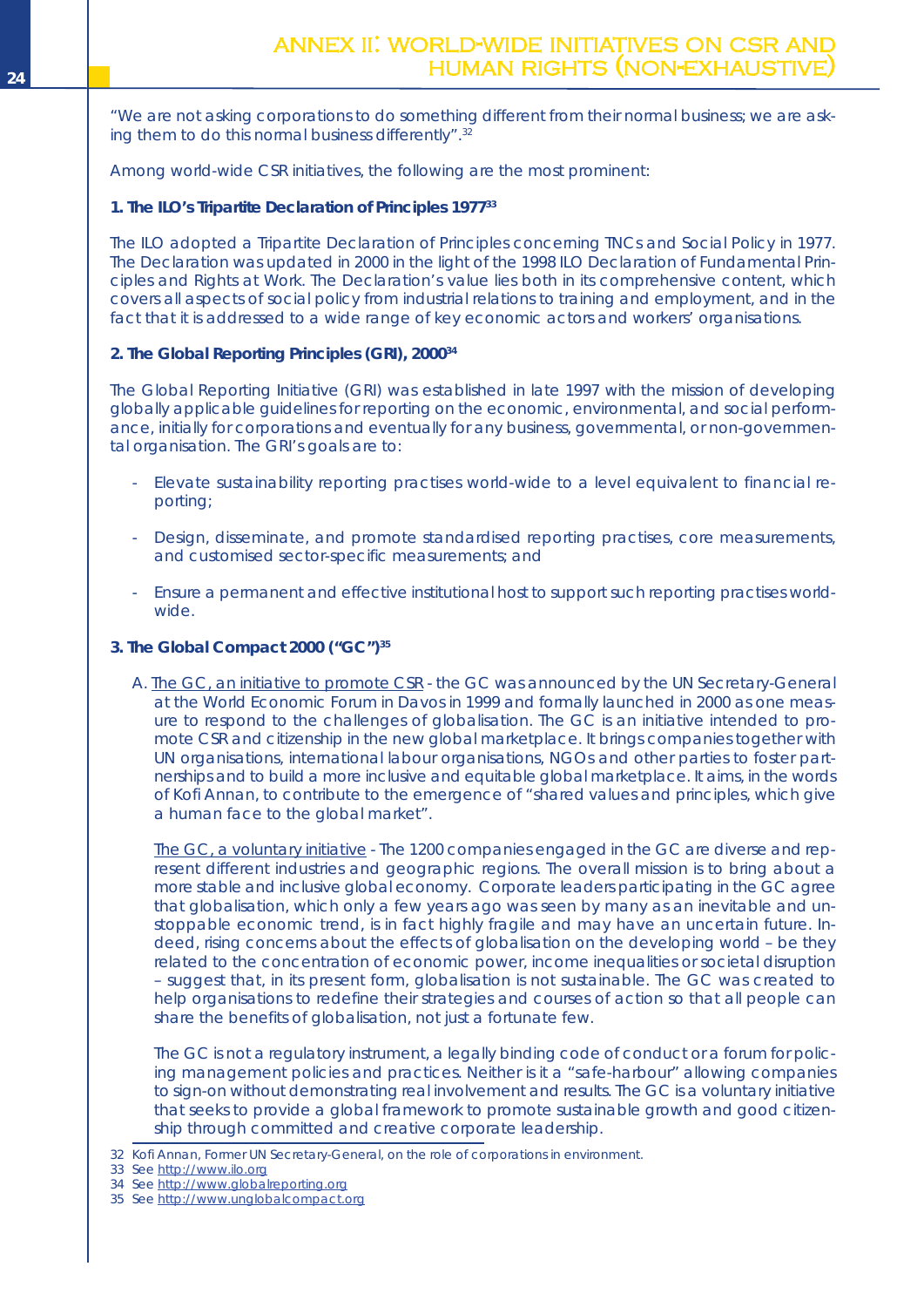# ANNEX II: WORLD-WIDE INITIATIVES ON CSR AND HUMAN RIGHTS (NON-EXHAUSTIVE)

"We are not asking corporations to do something different from their normal business; we are asking them to do this normal business differently".[32]

Among world-wide CSR initiatives, the following are the most prominent:

**1. The ILO's Tripartite Declaration of Principles 1977[33]**

The ILO adopted a Tripartite Declaration of Principles concerning TNCs and Social Policy in 1977. The Declaration was updated in 2000 in the light of the 1998 ILO Declaration of Fundamental Principles and Rights at Work. The Declaration's value lies both in its comprehensive content, which covers all aspects of social policy from industrial relations to training and employment, and in the fact that it is addressed to a wide range of key economic actors and workers' organisations.

**2. The Global Reporting Principles (GRI), 2000[34]**

The Global Reporting Initiative (GRI) was established in late 1997 with the mission of developing globally applicable guidelines for reporting on the economic, environmental, and social performance, initially for corporations and eventually for any business, governmental, or non-governmental organisation. The GRI's goals are to:

- Elevate sustainability reporting practises world-wide to a level equivalent to financial reporting;
- Design, disseminate, and promote standardised reporting practises, core measurements, and customised sector-specific measurements; and
- Ensure a permanent and effective institutional host to support such reporting practises worldwide.

**3. The Global Compact 2000 ("GC")[35]**

A. The GC, an initiative to promote CSR - the GC was announced by the UN Secretary-General at the World Economic Forum in Davos in 1999 and formally launched in 2000 as one measure to respond to the challenges of globalisation. The GC is an initiative intended to promote CSR and citizenship in the new global marketplace. It brings companies together with UN organisations, international labour organisations, NGOs and other parties to foster partnerships and to build a more inclusive and equitable global marketplace. It aims, in the words of Kofi Annan, to contribute to the emergence of "shared values and principles, which give a human face to the global market".

The GC, a voluntary initiative - The 1200 companies engaged in the GC are diverse and represent different industries and geographic regions. The overall mission is to bring about a more stable and inclusive global economy. Corporate leaders participating in the GC agree that globalisation, which only a few years ago was seen by many as an inevitable and unstoppable economic trend, is in fact highly fragile and may have an uncertain future. Indeed, rising concerns about the effects of globalisation on the developing world – be they related to the concentration of economic power, income inequalities or societal disruption – suggest that, in its present form, globalisation is not sustainable. The GC was created to help organisations to redefine their strategies and courses of action so that all people can share the benefits of globalisation, not just a fortunate few.

The GC is not a regulatory instrument, a legally binding code of conduct or a forum for policing management policies and practices. Neither is it a "safe-harbour" allowing companies to sign-on without demonstrating real involvement and results. The GC is a voluntary initiative that seeks to provide a global framework to promote sustainable growth and good citizenship through committed and creative corporate leadership.

---

32 Kofi Annan, Former UN Secretary-General, on the role of corporations in environment.

33 See http://www.ilo.org

34 See http://www.globalreporting.org

35 See http://www.unglobalcompact.org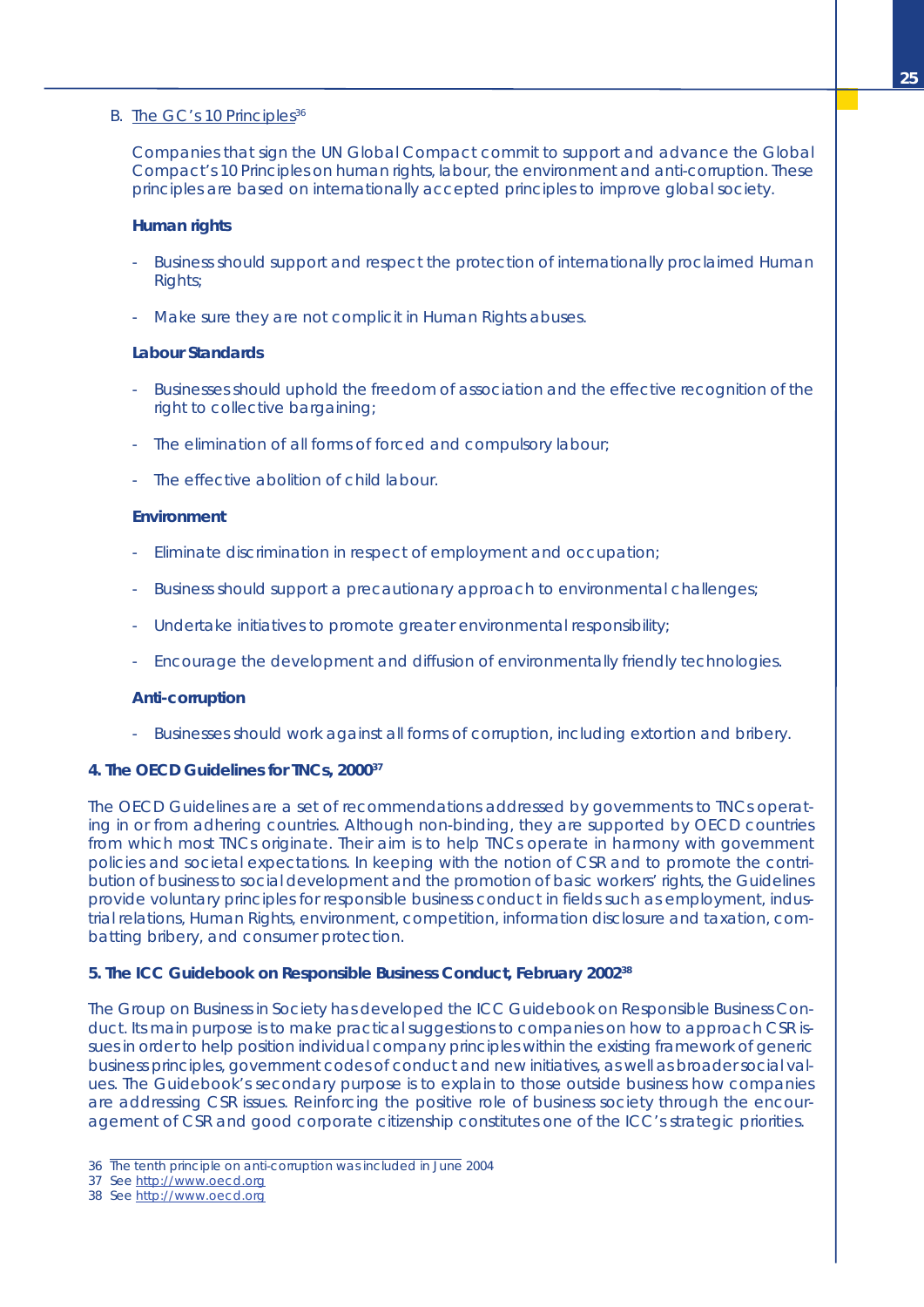B. The GC's 10 Principles[36]

Companies that sign the UN Global Compact commit to support and advance the Global Compact's 10 Principles on human rights, labour, the environment and anti-corruption. These principles are based on internationally accepted principles to improve global society.

**Human rights**

- Business should support and respect the protection of internationally proclaimed Human Rights;

- Make sure they are not complicit in Human Rights abuses.

**Labour Standards**

- Businesses should uphold the freedom of association and the effective recognition of the right to collective bargaining;

- The elimination of all forms of forced and compulsory labour;

- The effective abolition of child labour.

**Environment**

- Eliminate discrimination in respect of employment and occupation;

- Business should support a precautionary approach to environmental challenges;

- Undertake initiatives to promote greater environmental responsibility;

- Encourage the development and diffusion of environmentally friendly technologies.

**Anti-corruption**

- Businesses should work against all forms of corruption, including extortion and bribery.

### 4. The OECD Guidelines for TNCs, 2000[37]

The OECD Guidelines are a set of recommendations addressed by governments to TNCs operating in or from adhering countries. Although non-binding, they are supported by OECD countries from which most TNCs originate. Their aim is to help TNCs operate in harmony with government policies and societal expectations. In keeping with the notion of CSR and to promote the contribution of business to social development and the promotion of basic workers' rights, the Guidelines provide voluntary principles for responsible business conduct in fields such as employment, industrial relations, Human Rights, environment, competition, information disclosure and taxation, combatting bribery, and consumer protection.

### 5. The ICC Guidebook on Responsible Business Conduct, February 2002[38]

The Group on Business in Society has developed the ICC Guidebook on Responsible Business Conduct. Its main purpose is to make practical suggestions to companies on how to approach CSR issues in order to help position individual company principles within the existing framework of generic business principles, government codes of conduct and new initiatives, as well as broader social values. The Guidebook's secondary purpose is to explain to those outside business how companies are addressing CSR issues. Reinforcing the positive role of business society through the encouragement of CSR and good corporate citizenship constitutes one of the ICC's strategic priorities.

---

36 The tenth principle on anti-corruption was included in June 2004

37 See http://www.oecd.org

38 See http://www.oecd.org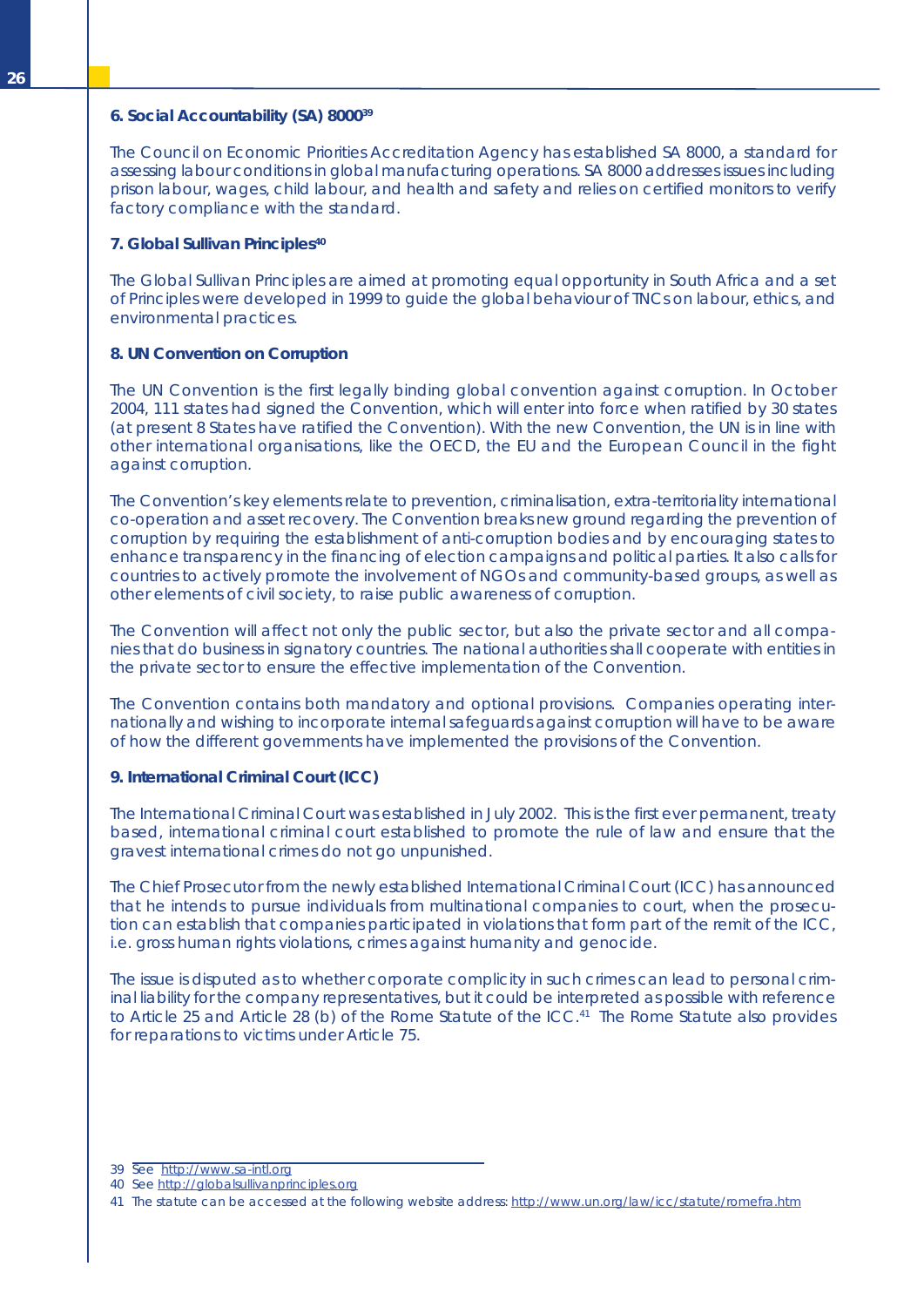### 6. Social Accountability (SA) 8000[39]

The Council on Economic Priorities Accreditation Agency has established SA 8000, a standard for assessing labour conditions in global manufacturing operations. SA 8000 addresses issues including prison labour, wages, child labour, and health and safety and relies on certified monitors to verify factory compliance with the standard.

### 7. Global Sullivan Principles[40]

The Global Sullivan Principles are aimed at promoting equal opportunity in South Africa and a set of Principles were developed in 1999 to guide the global behaviour of TNCs on labour, ethics, and environmental practices.

### 8. UN Convention on Corruption

The UN Convention is the first legally binding global convention against corruption. In October 2004, 111 states had signed the Convention, which will enter into force when ratified by 30 states (at present 8 States have ratified the Convention). With the new Convention, the UN is in line with other international organisations, like the OECD, the EU and the European Council in the fight against corruption.

The Convention's key elements relate to prevention, criminalisation, extra-territoriality international co-operation and asset recovery. The Convention breaks new ground regarding the prevention of corruption by requiring the establishment of anti-corruption bodies and by encouraging states to enhance transparency in the financing of election campaigns and political parties. It also calls for countries to actively promote the involvement of NGOs and community-based groups, as well as other elements of civil society, to raise public awareness of corruption.

The Convention will affect not only the public sector, but also the private sector and all companies that do business in signatory countries. The national authorities shall cooperate with entities in the private sector to ensure the effective implementation of the Convention.

The Convention contains both mandatory and optional provisions. Companies operating internationally and wishing to incorporate internal safeguards against corruption will have to be aware of how the different governments have implemented the provisions of the Convention.

### 9. International Criminal Court (ICC)

The International Criminal Court was established in July 2002. This is the first ever permanent, treaty based, international criminal court established to promote the rule of law and ensure that the gravest international crimes do not go unpunished.

The Chief Prosecutor from the newly established International Criminal Court (ICC) has announced that he intends to pursue individuals from multinational companies to court, when the prosecution can establish that companies participated in violations that form part of the remit of the ICC, i.e. gross human rights violations, crimes against humanity and genocide.

The issue is disputed as to whether corporate complicity in such crimes can lead to personal criminal liability for the company representatives, but it could be interpreted as possible with reference to Article 25 and Article 28 (b) of the Rome Statute of the ICC.[41] The Rome Statute also provides for reparations to victims under Article 75.

---

39 See http://www.sa-intl.org

40 See http://globalsullivanprinciples.org

41 The statute can be accessed at the following website address: http://www.un.org/law/icc/statute/romefra.htm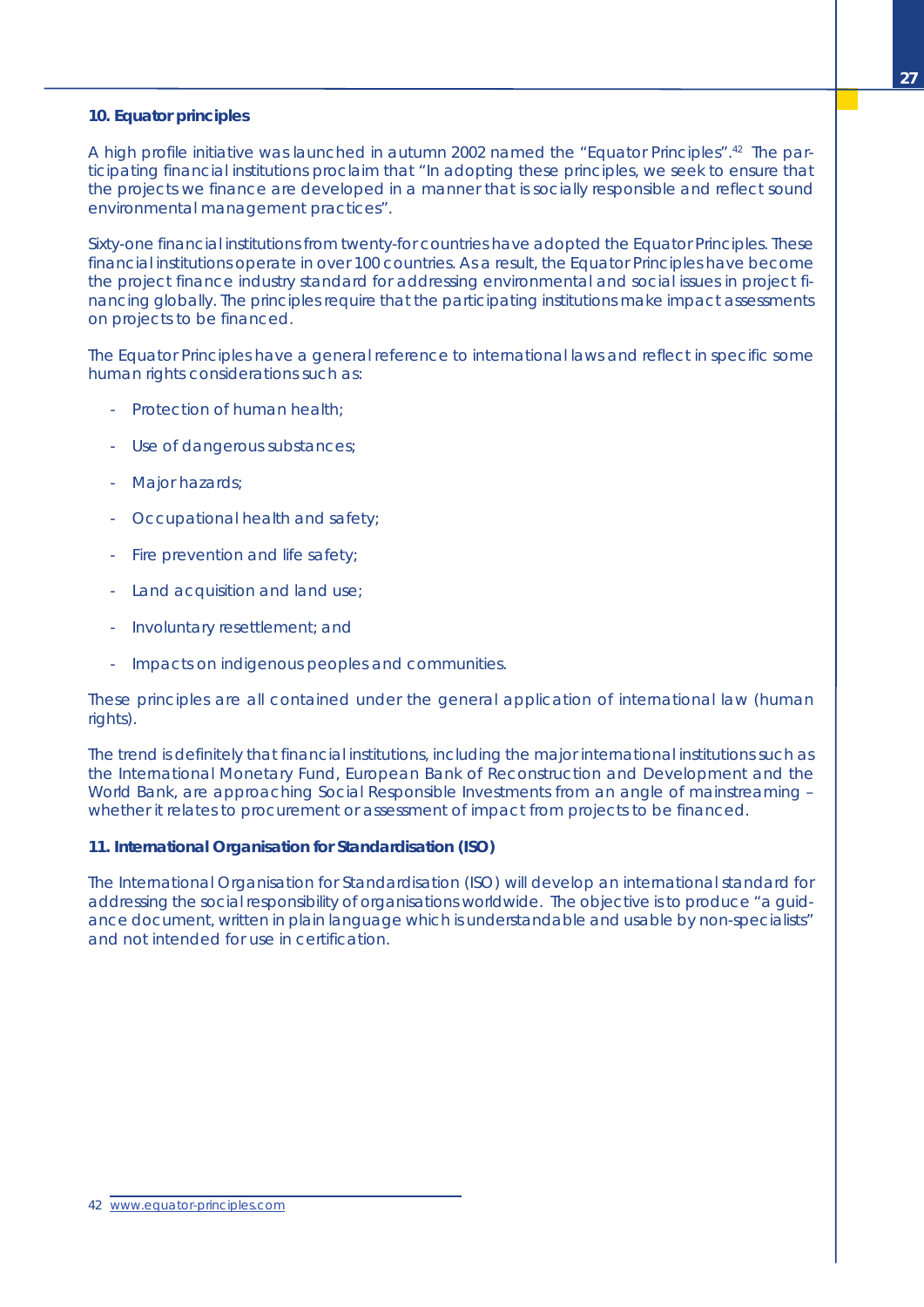### 10. Equator principles

A high profile initiative was launched in autumn 2002 named the "Equator Principles".[42] The participating financial institutions proclaim that "In adopting these principles, we seek to ensure that the projects we finance are developed in a manner that is socially responsible and reflect sound environmental management practices".

Sixty-one financial institutions from twenty-for countries have adopted the Equator Principles. These financial institutions operate in over 100 countries. As a result, the Equator Principles have become the project finance industry standard for addressing environmental and social issues in project financing globally. The principles require that the participating institutions make impact assessments on projects to be financed.

The Equator Principles have a general reference to international laws and reflect in specific some human rights considerations such as:

- Protection of human health;
- Use of dangerous substances;
- Major hazards;
- Occupational health and safety;
- Fire prevention and life safety;
- Land acquisition and land use;
- Involuntary resettlement; and
- Impacts on indigenous peoples and communities.

These principles are all contained under the general application of international law (human rights).

The trend is definitely that financial institutions, including the major international institutions such as the International Monetary Fund, European Bank of Reconstruction and Development and the World Bank, are approaching Social Responsible Investments from an angle of mainstreaming – whether it relates to procurement or assessment of impact from projects to be financed.

### 11. International Organisation for Standardisation (ISO)

The International Organisation for Standardisation (ISO) will develop an international standard for addressing the social responsibility of organisations worldwide. The objective is to produce "a guidance document, written in plain language which is understandable and usable by non-specialists" and not intended for use in certification.

---

42 www.equator-principles.com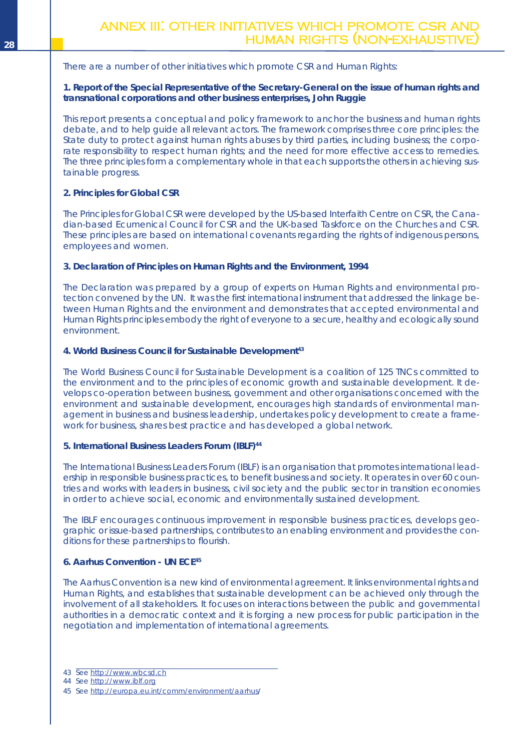# ANNEX III: OTHER INITIATIVES WHICH PROMOTE CSR AND HUMAN RIGHTS (NON-EXHAUSTIVE)

There are a number of other initiatives which promote CSR and Human Rights:

**1. Report of the Special Representative of the Secretary-General on the issue of human rights and transnational corporations and other business enterprises, John Ruggie**

This report presents a conceptual and policy framework to anchor the business and human rights debate, and to help guide all relevant actors. The framework comprises three core principles: the State duty to protect against human rights abuses by third parties, including business; the corporate responsibility to respect human rights; and the need for more effective access to remedies. The three principles form a complementary whole in that each supports the others in achieving sustainable progress.

**2. Principles for Global CSR**

The Principles for Global CSR were developed by the US-based Interfaith Centre on CSR, the Canadian-based Ecumenical Council for CSR and the UK-based Taskforce on the Churches and CSR. These principles are based on international covenants regarding the rights of indigenous persons, employees and women.

**3. Declaration of Principles on Human Rights and the Environment, 1994**

The Declaration was prepared by a group of experts on Human Rights and environmental protection convened by the UN. It was the first international instrument that addressed the linkage between Human Rights and the environment and demonstrates that accepted environmental and Human Rights principles embody the right of everyone to a secure, healthy and ecologically sound environment.

**4. World Business Council for Sustainable Development[43]**

The World Business Council for Sustainable Development is a coalition of 125 TNCs committed to the environment and to the principles of economic growth and sustainable development. It develops co-operation between business, government and other organisations concerned with the environment and sustainable development, encourages high standards of environmental management in business and business leadership, undertakes policy development to create a framework for business, shares best practice and has developed a global network.

**5. International Business Leaders Forum (IBLF)[44]**

The International Business Leaders Forum (IBLF) is an organisation that promotes international leadership in responsible business practices, to benefit business and society. It operates in over 60 countries and works with leaders in business, civil society and the public sector in transition economies in order to achieve social, economic and environmentally sustained development.

The IBLF encourages continuous improvement in responsible business practices, develops geographic or issue-based partnerships, contributes to an enabling environment and provides the conditions for these partnerships to flourish.

**6. Aarhus Convention - UN ECE[45]**

The Aarhus Convention is a new kind of environmental agreement. It links environmental rights and Human Rights, and establishes that sustainable development can be achieved only through the involvement of all stakeholders. It focuses on interactions between the public and governmental authorities in a democratic context and it is forging a new process for public participation in the negotiation and implementation of international agreements.

---

43 See http://www.wbcsd.ch

44 See http://www.iblf.org

45 See http://europa.eu.int/comm/environment/aarhus/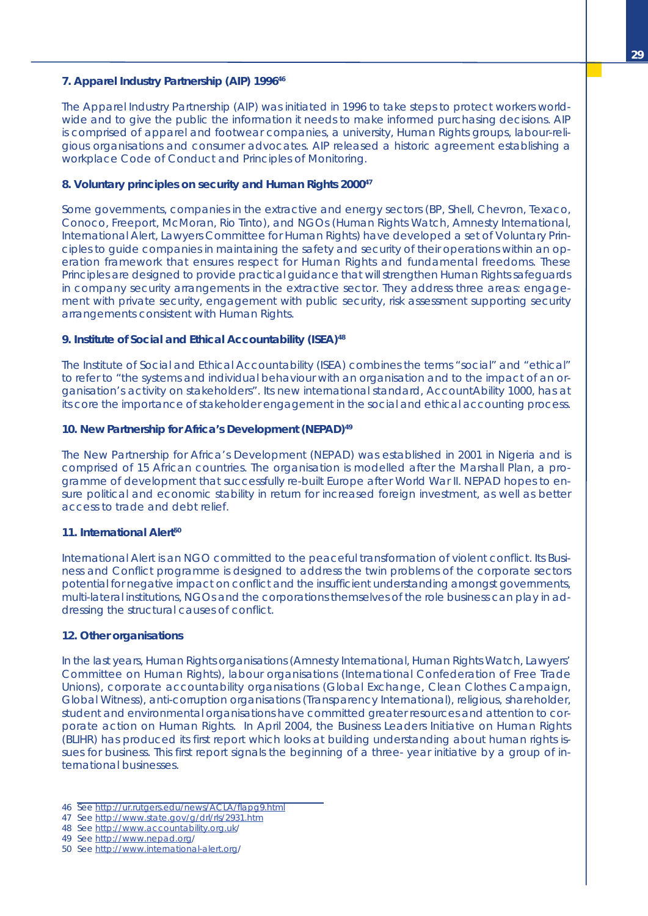### 7. Apparel Industry Partnership (AIP) 1996[46]

The Apparel Industry Partnership (AIP) was initiated in 1996 to take steps to protect workers worldwide and to give the public the information it needs to make informed purchasing decisions. AIP is comprised of apparel and footwear companies, a university, Human Rights groups, labour-religious organisations and consumer advocates. AIP released a historic agreement establishing a workplace Code of Conduct and Principles of Monitoring.

### 8. Voluntary principles on security and Human Rights 2000[47]

Some governments, companies in the extractive and energy sectors (BP, Shell, Chevron, Texaco, Conoco, Freeport, McMoran, Rio Tinto), and NGOs (Human Rights Watch, Amnesty International, International Alert, Lawyers Committee for Human Rights) have developed a set of Voluntary Principles to guide companies in maintaining the safety and security of their operations within an operation framework that ensures respect for Human Rights and fundamental freedoms. These Principles are designed to provide practical guidance that will strengthen Human Rights safeguards in company security arrangements in the extractive sector. They address three areas: engagement with private security, engagement with public security, risk assessment supporting security arrangements consistent with Human Rights.

### 9. Institute of Social and Ethical Accountability (ISEA)[48]

The Institute of Social and Ethical Accountability (ISEA) combines the terms "social" and "ethical" to refer to "the systems and individual behaviour with an organisation and to the impact of an organisation's activity on stakeholders". Its new international standard, AccountAbility 1000, has at its core the importance of stakeholder engagement in the social and ethical accounting process.

### 10. New Partnership for Africa's Development (NEPAD)[49]

The New Partnership for Africa's Development (NEPAD) was established in 2001 in Nigeria and is comprised of 15 African countries. The organisation is modelled after the Marshall Plan, a programme of development that successfully re-built Europe after World War II. NEPAD hopes to ensure political and economic stability in return for increased foreign investment, as well as better access to trade and debt relief.

### 11. International Alert[50]

International Alert is an NGO committed to the peaceful transformation of violent conflict. Its Business and Conflict programme is designed to address the twin problems of the corporate sectors potential for negative impact on conflict and the insufficient understanding amongst governments, multi-lateral institutions, NGOs and the corporations themselves of the role business can play in addressing the structural causes of conflict.

### 12. Other organisations

In the last years, Human Rights organisations (Amnesty International, Human Rights Watch, Lawyers' Committee on Human Rights), labour organisations (International Confederation of Free Trade Unions), corporate accountability organisations (Global Exchange, Clean Clothes Campaign, Global Witness), anti-corruption organisations (Transparency International), religious, shareholder, student and environmental organisations have committed greater resources and attention to corporate action on Human Rights. In April 2004, the Business Leaders Initiative on Human Rights (BLIHR) has produced its first report which looks at building understanding about human rights issues for business. This first report signals the beginning of a three- year initiative by a group of international businesses.

---

46 See http://ur.rutgers.edu/news/ACLA/flapg9.html
47 See http://www.state.gov/g/drl/rls/2931.htm
48 See http://www.accountability.org.uk/
49 See http://www.nepad.org/
50 See http://www.international-alert.org/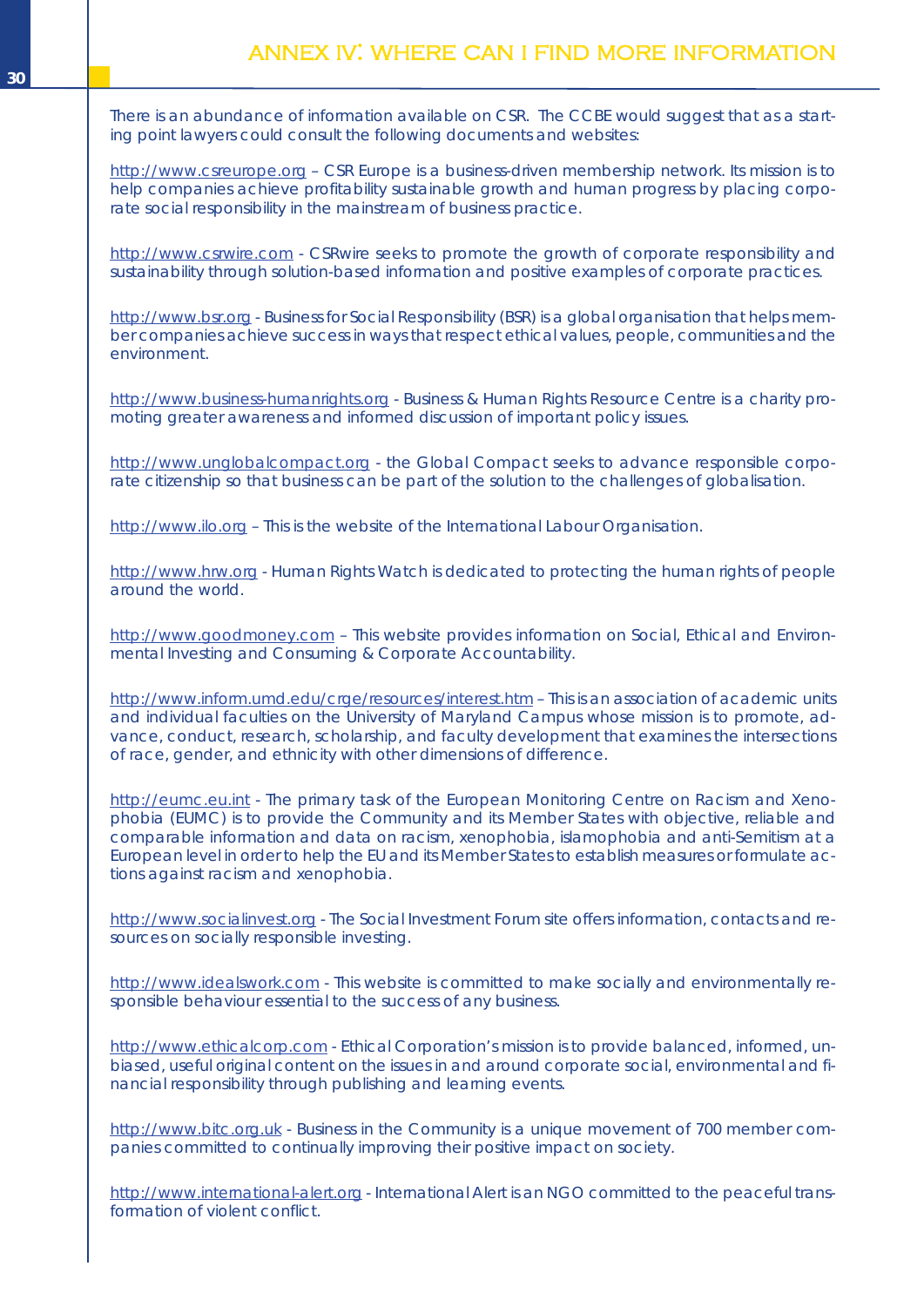# ANNEX IV: WHERE CAN I FIND MORE INFORMATION

There is an abundance of information available on CSR. The CCBE would suggest that as a starting point lawyers could consult the following documents and websites:

http://www.csreurope.org – CSR Europe is a business-driven membership network. Its mission is to help companies achieve profitability sustainable growth and human progress by placing corporate social responsibility in the mainstream of business practice.

http://www.csrwire.com - CSRwire seeks to promote the growth of corporate responsibility and sustainability through solution-based information and positive examples of corporate practices.

http://www.bsr.org - Business for Social Responsibility (BSR) is a global organisation that helps member companies achieve success in ways that respect ethical values, people, communities and the environment.

http://www.business-humanrights.org - Business & Human Rights Resource Centre is a charity promoting greater awareness and informed discussion of important policy issues.

http://www.unglobalcompact.org - the Global Compact seeks to advance responsible corporate citizenship so that business can be part of the solution to the challenges of globalisation.

http://www.ilo.org – This is the website of the International Labour Organisation.

http://www.hrw.org - Human Rights Watch is dedicated to protecting the human rights of people around the world.

http://www.goodmoney.com – This website provides information on Social, Ethical and Environmental Investing and Consuming & Corporate Accountability.

http://www.inform.umd.edu/crge/resources/interest.htm – This is an association of academic units and individual faculties on the University of Maryland Campus whose mission is to promote, advance, conduct, research, scholarship, and faculty development that examines the intersections of race, gender, and ethnicity with other dimensions of difference.

http://eumc.eu.int - The primary task of the European Monitoring Centre on Racism and Xenophobia (EUMC) is to provide the Community and its Member States with objective, reliable and comparable information and data on racism, xenophobia, islamophobia and anti-Semitism at a European level in order to help the EU and its Member States to establish measures or formulate actions against racism and xenophobia.

http://www.socialinvest.org - The Social Investment Forum site offers information, contacts and resources on socially responsible investing.

http://www.idealswork.com - This website is committed to make socially and environmentally responsible behaviour essential to the success of any business.

http://www.ethicalcorp.com - Ethical Corporation's mission is to provide balanced, informed, unbiased, useful original content on the issues in and around corporate social, environmental and financial responsibility through publishing and learning events.

http://www.bitc.org.uk - Business in the Community is a unique movement of 700 member companies committed to continually improving their positive impact on society.

http://www.international-alert.org - International Alert is an NGO committed to the peaceful transformation of violent conflict.